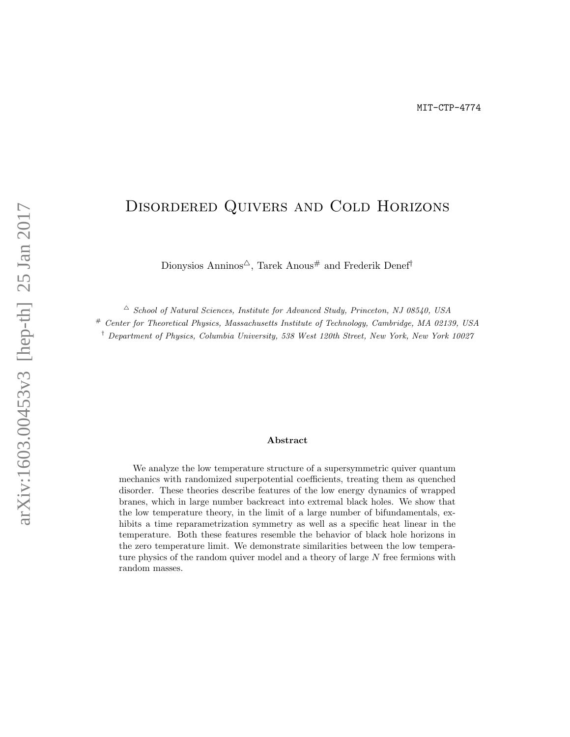MIT-CTP-4774

# Disordered Quivers and Cold Horizons

Dionysios Anninos[△], Tarek Anous[#] and Frederik Denef[†]

[△] *School of Natural Sciences, Institute for Advanced Study, Princeton, NJ 08540, USA*

[#] *Center for Theoretical Physics, Massachusetts Institute of Technology, Cambridge, MA 02139, USA*

[†] *Department of Physics, Columbia University, 538 West 120th Street, New York, New York 10027*

## Abstract

We analyze the low temperature structure of a supersymmetric quiver quantum mechanics with randomized superpotential coefficients, treating them as quenched disorder. These theories describe features of the low energy dynamics of wrapped branes, which in large number backreact into extremal black holes. We show that the low temperature theory, in the limit of a large number of bifundamentals, exhibits a time reparametrization symmetry as well as a specific heat linear in the temperature. Both these features resemble the behavior of black hole horizons in the zero temperature limit. We demonstrate similarities between the low temperature physics of the random quiver model and a theory of large $N$ free fermions with random masses.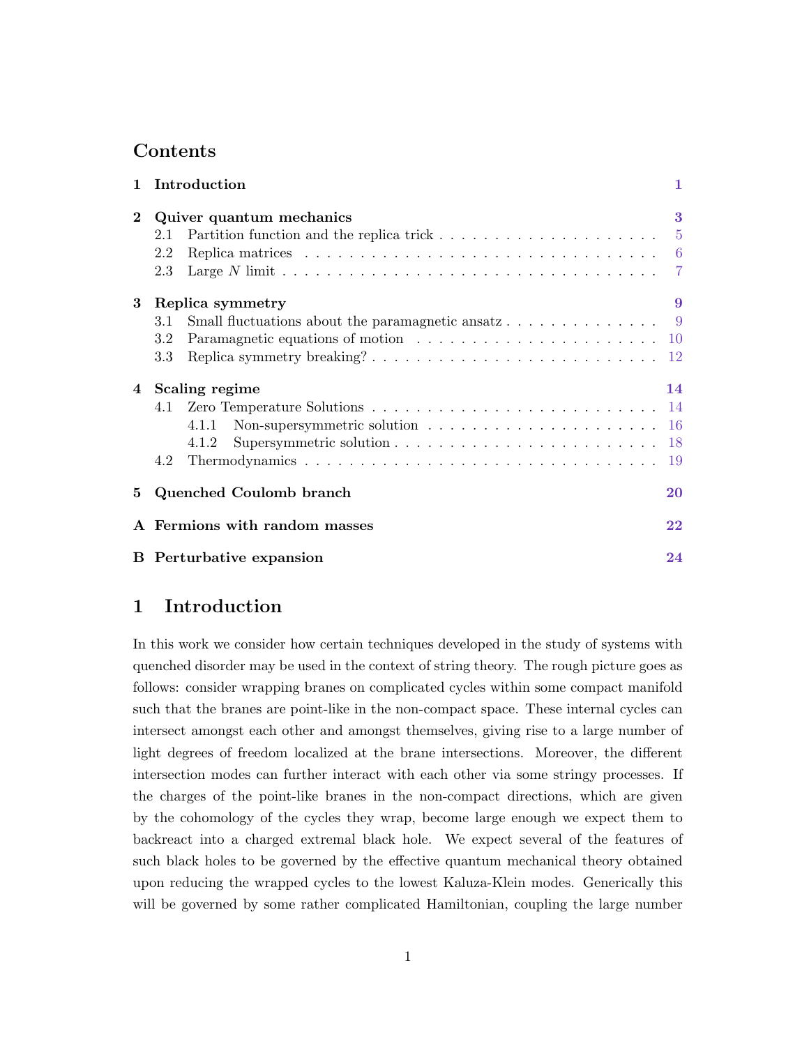## Contents

| | | |
|---|---|---|
| **1** | **Introduction** | **1** |
| **2** | **Quiver quantum mechanics** | **3** |
| | 2.1 Partition function and the replica trick | 5 |
| | 2.2 Replica matrices | 6 |
| | 2.3 Large $N$ limit | 7 |
| **3** | **Replica symmetry** | **9** |
| | 3.1 Small fluctuations about the paramagnetic ansatz | 9 |
| | 3.2 Paramagnetic equations of motion | 10 |
| | 3.3 Replica symmetry breaking? | 12 |
| **4** | **Scaling regime** | **14** |
| | 4.1 Zero Temperature Solutions | 14 |
| | 4.1.1 Non-supersymmetric solution | 16 |
| | 4.1.2 Supersymmetric solution | 18 |
| | 4.2 Thermodynamics | 19 |
| **5** | **Quenched Coulomb branch** | **20** |
| **A** | **Fermions with random masses** | **22** |
| **B** | **Perturbative expansion** | **24** |

# 1 Introduction

In this work we consider how certain techniques developed in the study of systems with quenched disorder may be used in the context of string theory. The rough picture goes as follows: consider wrapping branes on complicated cycles within some compact manifold such that the branes are point-like in the non-compact space. These internal cycles can intersect amongst each other and amongst themselves, giving rise to a large number of light degrees of freedom localized at the brane intersections. Moreover, the different intersection modes can further interact with each other via some stringy processes. If the charges of the point-like branes in the non-compact directions, which are given by the cohomology of the cycles they wrap, become large enough we expect them to backreact into a charged extremal black hole. We expect several of the features of such black holes to be governed by the effective quantum mechanical theory obtained upon reducing the wrapped cycles to the lowest Kaluza-Klein modes. Generically this will be governed by some rather complicated Hamiltonian, coupling the large number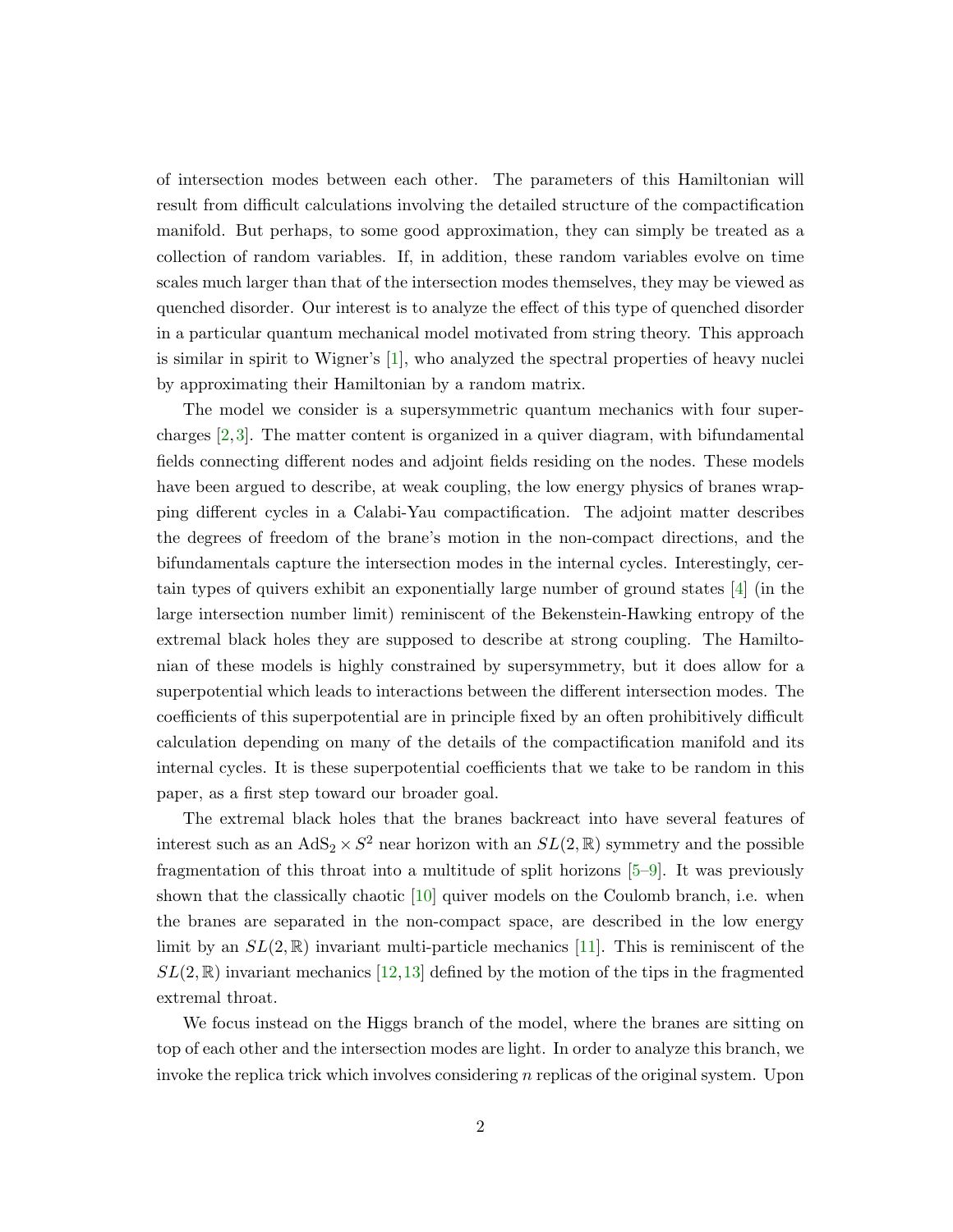of intersection modes between each other. The parameters of this Hamiltonian will result from difficult calculations involving the detailed structure of the compactification manifold. But perhaps, to some good approximation, they can simply be treated as a collection of random variables. If, in addition, these random variables evolve on time scales much larger than that of the intersection modes themselves, they may be viewed as quenched disorder. Our interest is to analyze the effect of this type of quenched disorder in a particular quantum mechanical model motivated from string theory. This approach is similar in spirit to Wigner's [1], who analyzed the spectral properties of heavy nuclei by approximating their Hamiltonian by a random matrix.

The model we consider is a supersymmetric quantum mechanics with four supercharges [2,3]. The matter content is organized in a quiver diagram, with bifundamental fields connecting different nodes and adjoint fields residing on the nodes. These models have been argued to describe, at weak coupling, the low energy physics of branes wrapping different cycles in a Calabi-Yau compactification. The adjoint matter describes the degrees of freedom of the brane's motion in the non-compact directions, and the bifundamentals capture the intersection modes in the internal cycles. Interestingly, certain types of quivers exhibit an exponentially large number of ground states [4] (in the large intersection number limit) reminiscent of the Bekenstein-Hawking entropy of the extremal black holes they are supposed to describe at strong coupling. The Hamiltonian of these models is highly constrained by supersymmetry, but it does allow for a superpotential which leads to interactions between the different intersection modes. The coefficients of this superpotential are in principle fixed by an often prohibitively difficult calculation depending on many of the details of the compactification manifold and its internal cycles. It is these superpotential coefficients that we take to be random in this paper, as a first step toward our broader goal.

The extremal black holes that the branes backreact into have several features of interest such as an $\text{AdS}_2 \times S^2$ near horizon with an $SL(2,\mathbb{R})$ symmetry and the possible fragmentation of this throat into a multitude of split horizons [5–9]. It was previously shown that the classically chaotic [10] quiver models on the Coulomb branch, i.e. when the branes are separated in the non-compact space, are described in the low energy limit by an $SL(2,\mathbb{R})$ invariant multi-particle mechanics [11]. This is reminiscent of the $SL(2,\mathbb{R})$ invariant mechanics [12,13] defined by the motion of the tips in the fragmented extremal throat.

We focus instead on the Higgs branch of the model, where the branes are sitting on top of each other and the intersection modes are light. In order to analyze this branch, we invoke the replica trick which involves considering $n$ replicas of the original system. Upon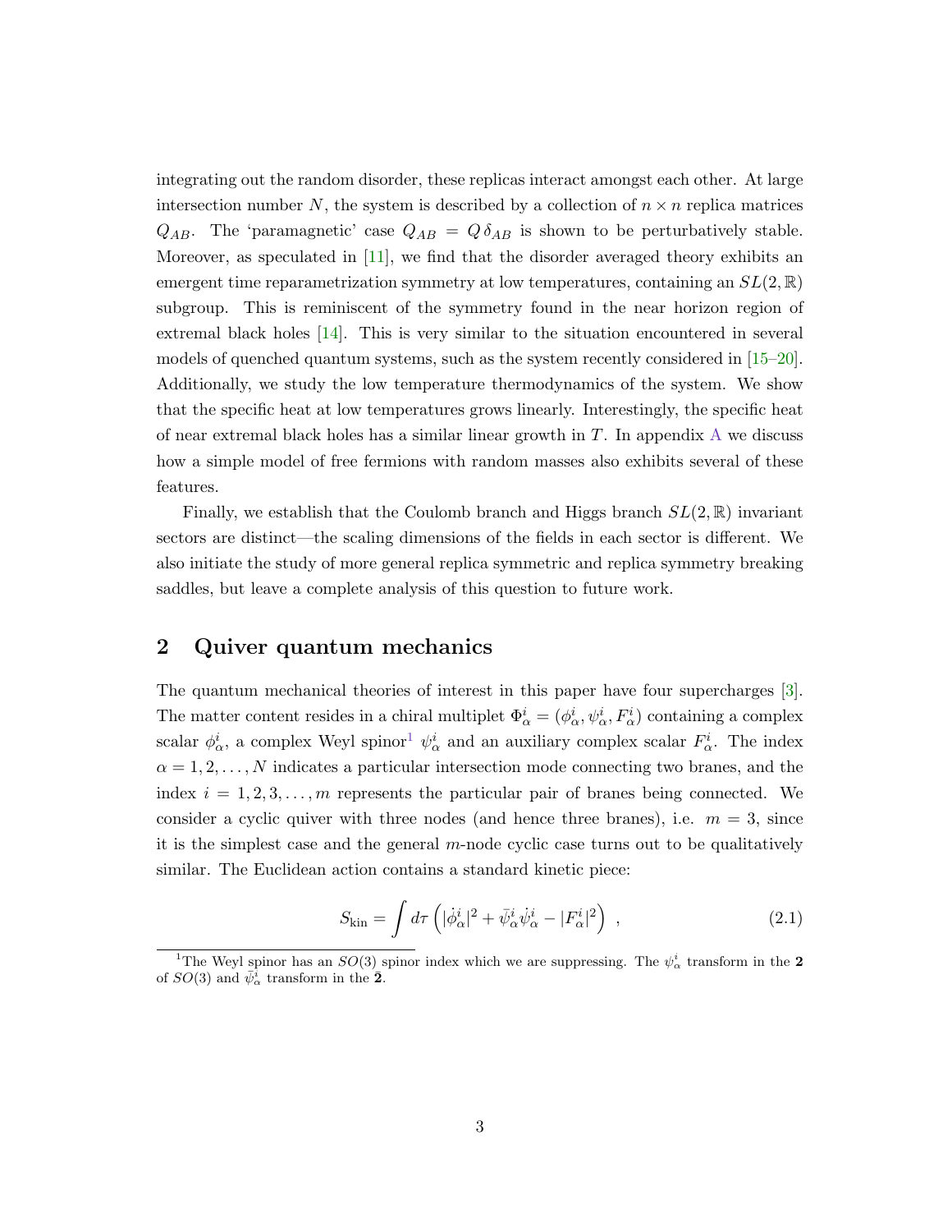integrating out the random disorder, these replicas interact amongst each other. At large intersection number $N$, the system is described by a collection of $n \times n$ replica matrices $Q_{AB}$. The 'paramagnetic' case $Q_{AB} = Q\,\delta_{AB}$ is shown to be perturbatively stable. Moreover, as speculated in [11], we find that the disorder averaged theory exhibits an emergent time reparametrization symmetry at low temperatures, containing an $SL(2,\mathbb{R})$ subgroup. This is reminiscent of the symmetry found in the near horizon region of extremal black holes [14]. This is very similar to the situation encountered in several models of quenched quantum systems, such as the system recently considered in [15–20]. Additionally, we study the low temperature thermodynamics of the system. We show that the specific heat at low temperatures grows linearly. Interestingly, the specific heat of near extremal black holes has a similar linear growth in $T$. In appendix A we discuss how a simple model of free fermions with random masses also exhibits several of these features.

Finally, we establish that the Coulomb branch and Higgs branch $SL(2,\mathbb{R})$ invariant sectors are distinct—the scaling dimensions of the fields in each sector is different. We also initiate the study of more general replica symmetric and replica symmetry breaking saddles, but leave a complete analysis of this question to future work.

## 2 Quiver quantum mechanics

The quantum mechanical theories of interest in this paper have four supercharges [3]. The matter content resides in a chiral multiplet $\Phi^i_\alpha = (\phi^i_\alpha, \psi^i_\alpha, F^i_\alpha)$ containing a complex scalar $\phi^i_\alpha$, a complex Weyl spinor[1] $\psi^i_\alpha$ and an auxiliary complex scalar $F^i_\alpha$. The index $\alpha = 1, 2, \ldots, N$ indicates a particular intersection mode connecting two branes, and the index $i = 1, 2, 3, \ldots, m$ represents the particular pair of branes being connected. We consider a cyclic quiver with three nodes (and hence three branes), i.e. $m = 3$, since it is the simplest case and the general $m$-node cyclic case turns out to be qualitatively similar. The Euclidean action contains a standard kinetic piece:

$$S_{\text{kin}} = \int d\tau \left( |\dot{\phi}^i_\alpha|^2 + \bar{\psi}^i_\alpha \dot{\psi}^i_\alpha - |F^i_\alpha|^2 \right) \,, \tag{2.1}$$

[1] The Weyl spinor has an $SO(3)$ spinor index which we are suppressing. The $\psi^i_\alpha$ transform in the $\mathbf{2}$ of $SO(3)$ and $\bar{\psi}^i_\alpha$ transform in the $\bar{\mathbf{2}}$.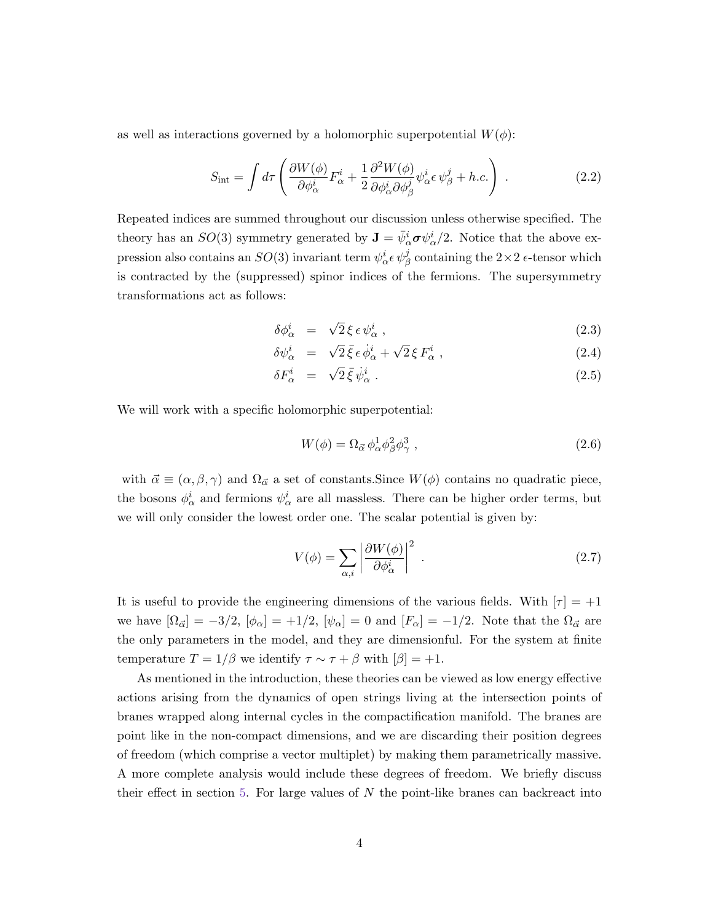as well as interactions governed by a holomorphic superpotential $W(\phi)$:

$$S_{\rm int} = \int d\tau \left( \frac{\partial W(\phi)}{\partial \phi^i_\alpha} F^i_\alpha + \frac{1}{2} \frac{\partial^2 W(\phi)}{\partial \phi^i_\alpha \partial \phi^j_\beta} \psi^i_\alpha \epsilon\, \psi^j_\beta + h.c. \right) . \tag{2.2}$$

Repeated indices are summed throughout our discussion unless otherwise specified. The theory has an $SO(3)$ symmetry generated by $\mathbf{J} = \bar{\psi}^i_\alpha \boldsymbol{\sigma} \psi^i_\alpha / 2$. Notice that the above expression also contains an $SO(3)$ invariant term $\psi^i_\alpha \epsilon\, \psi^j_\beta$ containing the $2 \times 2$ $\epsilon$-tensor which is contracted by the (suppressed) spinor indices of the fermions. The supersymmetry transformations act as follows:

$$\delta \phi^i_\alpha = \sqrt{2}\, \xi\, \epsilon\, \psi^i_\alpha \,, \tag{2.3}$$

$$\delta \psi^i_\alpha = \sqrt{2}\, \bar{\xi}\, \epsilon\, \dot{\phi}^i_\alpha + \sqrt{2}\, \xi\, F^i_\alpha \,, \tag{2.4}$$

$$\delta F^i_\alpha = \sqrt{2}\, \bar{\xi}\, \dot{\psi}^i_\alpha \,. \tag{2.5}$$

We will work with a specific holomorphic superpotential:

$$W(\phi) = \Omega_{\vec{\alpha}}\, \phi^1_\alpha \phi^2_\beta \phi^3_\gamma \,, \tag{2.6}$$

with $\vec{\alpha} \equiv (\alpha, \beta, \gamma)$ and $\Omega_{\vec{\alpha}}$ a set of constants.Since $W(\phi)$ contains no quadratic piece, the bosons $\phi^i_\alpha$ and fermions $\psi^i_\alpha$ are all massless. There can be higher order terms, but we will only consider the lowest order one. The scalar potential is given by:

$$V(\phi) = \sum_{\alpha, i} \left| \frac{\partial W(\phi)}{\partial \phi^i_\alpha} \right|^2 . \tag{2.7}$$

It is useful to provide the engineering dimensions of the various fields. With $[\tau] = +1$ we have $[\Omega_{\vec{\alpha}}] = -3/2$, $[\phi_\alpha] = +1/2$, $[\psi_\alpha] = 0$ and $[F_\alpha] = -1/2$. Note that the $\Omega_{\vec{\alpha}}$ are the only parameters in the model, and they are dimensionful. For the system at finite temperature $T = 1/\beta$ we identify $\tau \sim \tau + \beta$ with $[\beta] = +1$.

As mentioned in the introduction, these theories can be viewed as low energy effective actions arising from the dynamics of open strings living at the intersection points of branes wrapped along internal cycles in the compactification manifold. The branes are point like in the non-compact dimensions, and we are discarding their position degrees of freedom (which comprise a vector multiplet) by making them parametrically massive. A more complete analysis would include these degrees of freedom. We briefly discuss their effect in section 5. For large values of $N$ the point-like branes can backreact into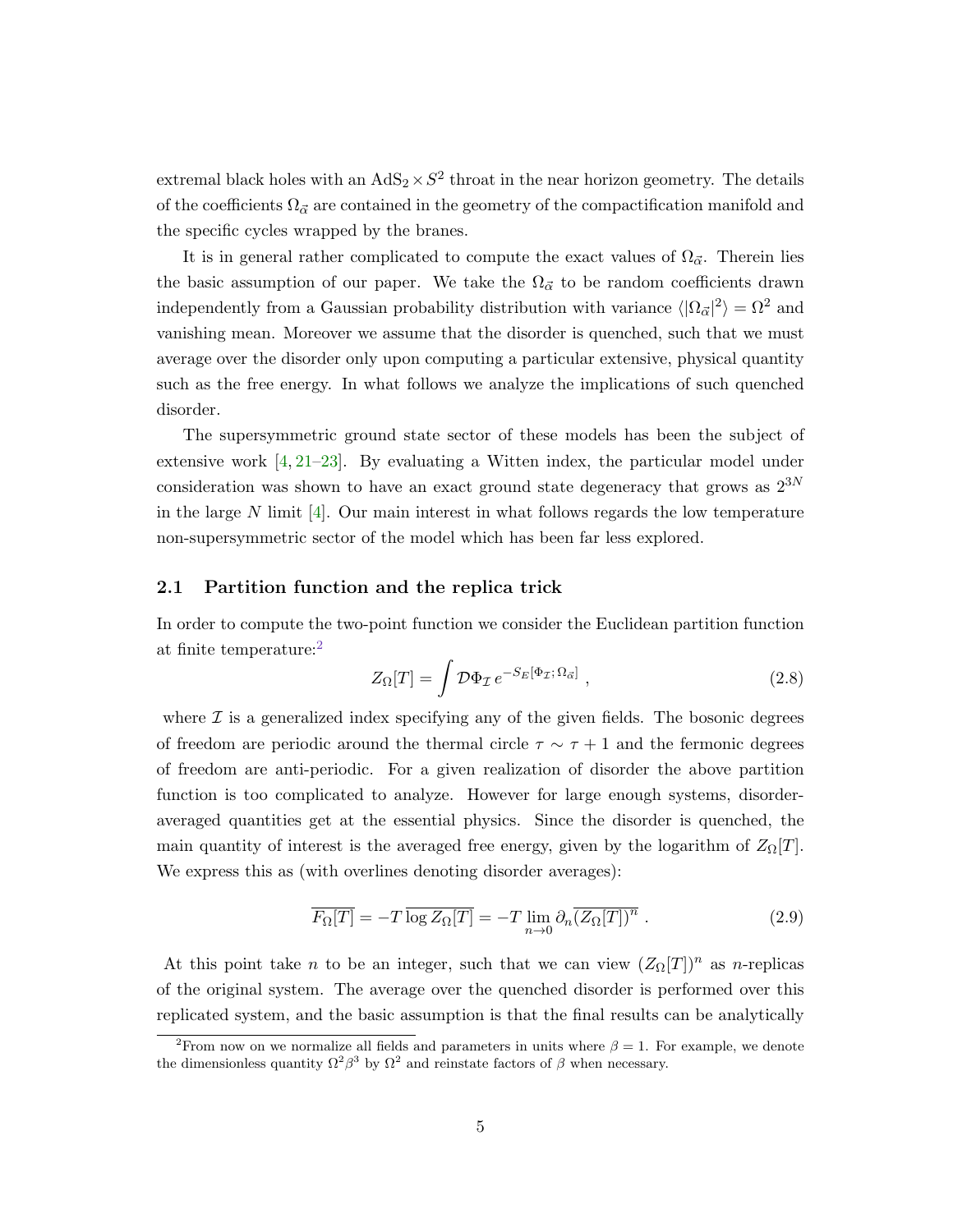extremal black holes with an $\mathrm{AdS}_2 \times S^2$ throat in the near horizon geometry. The details of the coefficients $\Omega_{\vec{\alpha}}$ are contained in the geometry of the compactification manifold and the specific cycles wrapped by the branes.

It is in general rather complicated to compute the exact values of $\Omega_{\vec{\alpha}}$. Therein lies the basic assumption of our paper. We take the $\Omega_{\vec{\alpha}}$ to be random coefficients drawn independently from a Gaussian probability distribution with variance $\langle |\Omega_{\vec{\alpha}}|^2 \rangle = \Omega^2$ and vanishing mean. Moreover we assume that the disorder is quenched, such that we must average over the disorder only upon computing a particular extensive, physical quantity such as the free energy. In what follows we analyze the implications of such quenched disorder.

The supersymmetric ground state sector of these models has been the subject of extensive work [4, 21–23]. By evaluating a Witten index, the particular model under consideration was shown to have an exact ground state degeneracy that grows as $2^{3N}$ in the large $N$ limit [4]. Our main interest in what follows regards the low temperature non-supersymmetric sector of the model which has been far less explored.

## 2.1 Partition function and the replica trick

In order to compute the two-point function we consider the Euclidean partition function at finite temperature:[2]

$$Z_\Omega[T] = \int \mathcal{D}\Phi_{\mathcal{I}}\, e^{-S_E[\Phi_{\mathcal{I}};\, \Omega_{\vec{\alpha}}]} \,, \tag{2.8}$$

where $\mathcal{I}$ is a generalized index specifying any of the given fields. The bosonic degrees of freedom are periodic around the thermal circle $\tau \sim \tau + 1$ and the fermonic degrees of freedom are anti-periodic. For a given realization of disorder the above partition function is too complicated to analyze. However for large enough systems, disorder-averaged quantities get at the essential physics. Since the disorder is quenched, the main quantity of interest is the averaged free energy, given by the logarithm of $Z_\Omega[T]$. We express this as (with overlines denoting disorder averages):

$$\overline{F_\Omega[T]} = -T\, \overline{\log Z_\Omega[T]} = -T \lim_{n\to 0} \partial_n \overline{(Z_\Omega[T])^n} \,. \tag{2.9}$$

At this point take $n$ to be an integer, such that we can view $(Z_\Omega[T])^n$ as $n$-replicas of the original system. The average over the quenched disorder is performed over this replicated system, and the basic assumption is that the final results can be analytically

[2] From now on we normalize all fields and parameters in units where $\beta = 1$. For example, we denote the dimensionless quantity $\Omega^2\beta^3$ by $\Omega^2$ and reinstate factors of $\beta$ when necessary.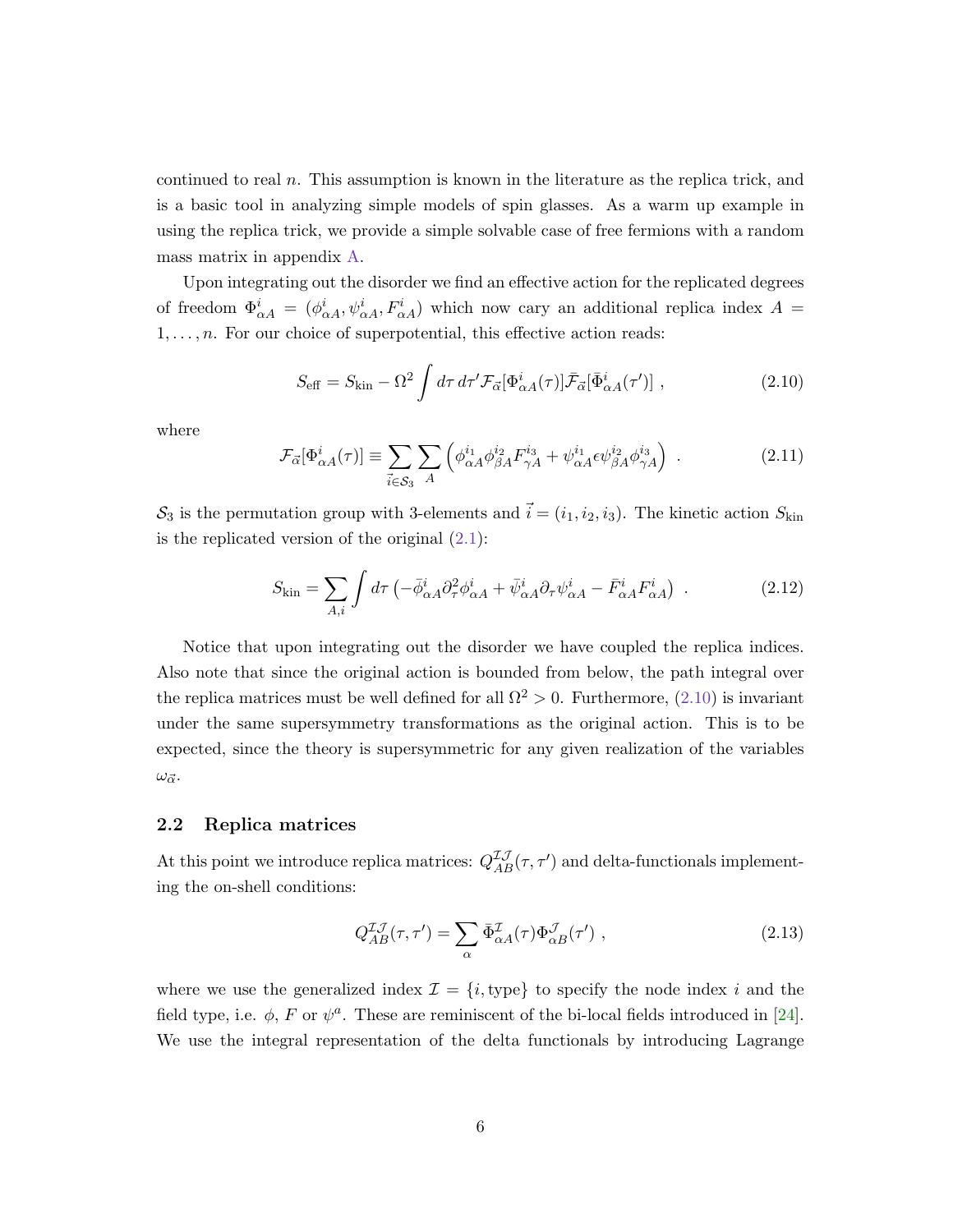continued to real $n$. This assumption is known in the literature as the replica trick, and is a basic tool in analyzing simple models of spin glasses. As a warm up example in using the replica trick, we provide a simple solvable case of free fermions with a random mass matrix in appendix A.

Upon integrating out the disorder we find an effective action for the replicated degrees of freedom $\Phi^i_{\alpha A} = (\phi^i_{\alpha A}, \psi^i_{\alpha A}, F^i_{\alpha A})$ which now cary an additional replica index $A = 1, \ldots, n$. For our choice of superpotential, this effective action reads:

$$S_{\text{eff}} = S_{\text{kin}} - \Omega^2 \int d\tau \, d\tau' \mathcal{F}_{\vec{\alpha}}[\Phi^i_{\alpha A}(\tau)] \bar{\mathcal{F}}_{\vec{\alpha}}[\bar{\Phi}^i_{\alpha A}(\tau')] \ , \tag{2.10}$$

where

$$\mathcal{F}_{\vec{\alpha}}[\Phi^i_{\alpha A}(\tau)] \equiv \sum_{\vec{i} \in \mathcal{S}_3} \sum_A \left( \phi^{i_1}_{\alpha A} \phi^{i_2}_{\beta A} F^{i_3}_{\gamma A} + \psi^{i_1}_{\alpha A} \epsilon \psi^{i_2}_{\beta A} \phi^{i_3}_{\gamma A} \right) \ . \tag{2.11}$$

$\mathcal{S}_3$ is the permutation group with 3-elements and $\vec{i} = (i_1, i_2, i_3)$. The kinetic action $S_{\text{kin}}$ is the replicated version of the original (2.1):

$$S_{\text{kin}} = \sum_{A,i} \int d\tau \left( -\bar{\phi}^i_{\alpha A} \partial^2_\tau \phi^i_{\alpha A} + \bar{\psi}^i_{\alpha A} \partial_\tau \psi^i_{\alpha A} - \bar{F}^i_{\alpha A} F^i_{\alpha A} \right) \ . \tag{2.12}$$

Notice that upon integrating out the disorder we have coupled the replica indices. Also note that since the original action is bounded from below, the path integral over the replica matrices must be well defined for all $\Omega^2 > 0$. Furthermore, (2.10) is invariant under the same supersymmetry transformations as the original action. This is to be expected, since the theory is supersymmetric for any given realization of the variables $\omega_{\vec{\alpha}}$.

### 2.2 Replica matrices

At this point we introduce replica matrices: $Q^{\mathcal{I}\mathcal{J}}_{AB}(\tau, \tau')$ and delta-functionals implementing the on-shell conditions:

$$Q^{\mathcal{I}\mathcal{J}}_{AB}(\tau, \tau') = \sum_\alpha \bar{\Phi}^{\mathcal{I}}_{\alpha A}(\tau) \Phi^{\mathcal{J}}_{\alpha B}(\tau') \ , \tag{2.13}$$

where we use the generalized index $\mathcal{I} = \{i, \text{type}\}$ to specify the node index $i$ and the field type, i.e. $\phi$, $F$ or $\psi^a$. These are reminiscent of the bi-local fields introduced in [24]. We use the integral representation of the delta functionals by introducing Lagrange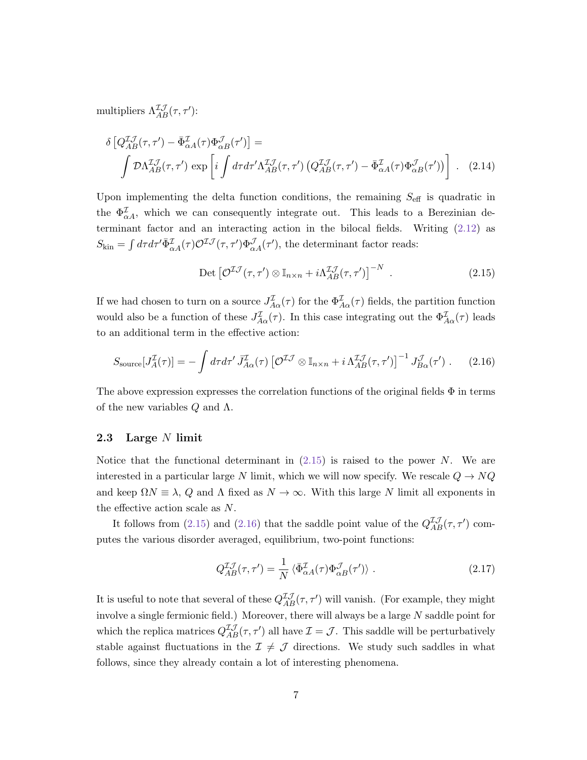multipliers $\Lambda^{\mathcal{I}\mathcal{J}}_{AB}(\tau,\tau')$:

$$
\delta\left[Q^{\mathcal{I}\mathcal{J}}_{AB}(\tau,\tau') - \bar{\Phi}^{\mathcal{I}}_{\alpha A}(\tau)\Phi^{\mathcal{J}}_{\alpha B}(\tau')\right] = \int \mathcal{D}\Lambda^{\mathcal{I}\mathcal{J}}_{AB}(\tau,\tau')\,\exp\left[i\int d\tau d\tau' \Lambda^{\mathcal{I}\mathcal{J}}_{AB}(\tau,\tau')\left(Q^{\mathcal{I}\mathcal{J}}_{AB}(\tau,\tau') - \bar{\Phi}^{\mathcal{I}}_{\alpha A}(\tau)\Phi^{\mathcal{J}}_{\alpha B}(\tau')\right)\right] . \tag{2.14}
$$

Upon implementing the delta function conditions, the remaining $S_{\text{eff}}$ is quadratic in the $\Phi^{\mathcal{I}}_{\alpha A}$, which we can consequently integrate out. This leads to a Berezinian determinant factor and an interacting action in the bilocal fields. Writing (2.12) as $S_{\text{kin}} = \int d\tau d\tau' \bar{\Phi}^{\mathcal{I}}_{\alpha A}(\tau)\mathcal{O}^{\mathcal{I}\mathcal{J}}(\tau,\tau')\Phi^{\mathcal{J}}_{\alpha A}(\tau')$, the determinant factor reads:

$$
\text{Det}\left[\mathcal{O}^{\mathcal{I}\mathcal{J}}(\tau,\tau')\otimes \mathbb{I}_{n\times n} + i\Lambda^{\mathcal{I}\mathcal{J}}_{AB}(\tau,\tau')\right]^{-N} . \tag{2.15}
$$

If we had chosen to turn on a source $J^{\mathcal{I}}_{A\alpha}(\tau)$ for the $\Phi^{\mathcal{I}}_{A\alpha}(\tau)$ fields, the partition function would also be a function of these $J^{\mathcal{I}}_{A\alpha}(\tau)$. In this case integrating out the $\Phi^{\mathcal{I}}_{A\alpha}(\tau)$ leads to an additional term in the effective action:

$$
S_{\text{source}}[J^{\mathcal{I}}_{A}(\tau)] = -\int d\tau d\tau'\, \bar{J}^{\mathcal{I}}_{A\alpha}(\tau)\left[\mathcal{O}^{\mathcal{I}\mathcal{J}}\otimes \mathbb{I}_{n\times n} + i\,\Lambda^{\mathcal{I}\mathcal{J}}_{AB}(\tau,\tau')\right]^{-1} J^{\mathcal{J}}_{B\alpha}(\tau') . \tag{2.16}
$$

The above expression expresses the correlation functions of the original fields $\Phi$ in terms of the new variables $Q$ and $\Lambda$.

### 2.3 Large $N$ limit

Notice that the functional determinant in (2.15) is raised to the power $N$. We are interested in a particular large $N$ limit, which we will now specify. We rescale $Q \to NQ$ and keep $\Omega N \equiv \lambda$, $Q$ and $\Lambda$ fixed as $N \to \infty$. With this large $N$ limit all exponents in the effective action scale as $N$.

It follows from (2.15) and (2.16) that the saddle point value of the $Q^{\mathcal{I}\mathcal{J}}_{AB}(\tau,\tau')$ computes the various disorder averaged, equilibrium, two-point functions:

$$
Q^{\mathcal{I}\mathcal{J}}_{AB}(\tau,\tau') = \frac{1}{N}\langle \bar{\Phi}^{\mathcal{I}}_{\alpha A}(\tau)\Phi^{\mathcal{J}}_{\alpha B}(\tau')\rangle . \tag{2.17}
$$

It is useful to note that several of these $Q^{\mathcal{I}\mathcal{J}}_{AB}(\tau,\tau')$ will vanish. (For example, they might involve a single fermionic field.) Moreover, there will always be a large $N$ saddle point for which the replica matrices $Q^{\mathcal{I}\mathcal{J}}_{AB}(\tau,\tau')$ all have $\mathcal{I} = \mathcal{J}$. This saddle will be perturbatively stable against fluctuations in the $\mathcal{I} \neq \mathcal{J}$ directions. We study such saddles in what follows, since they already contain a lot of interesting phenomena.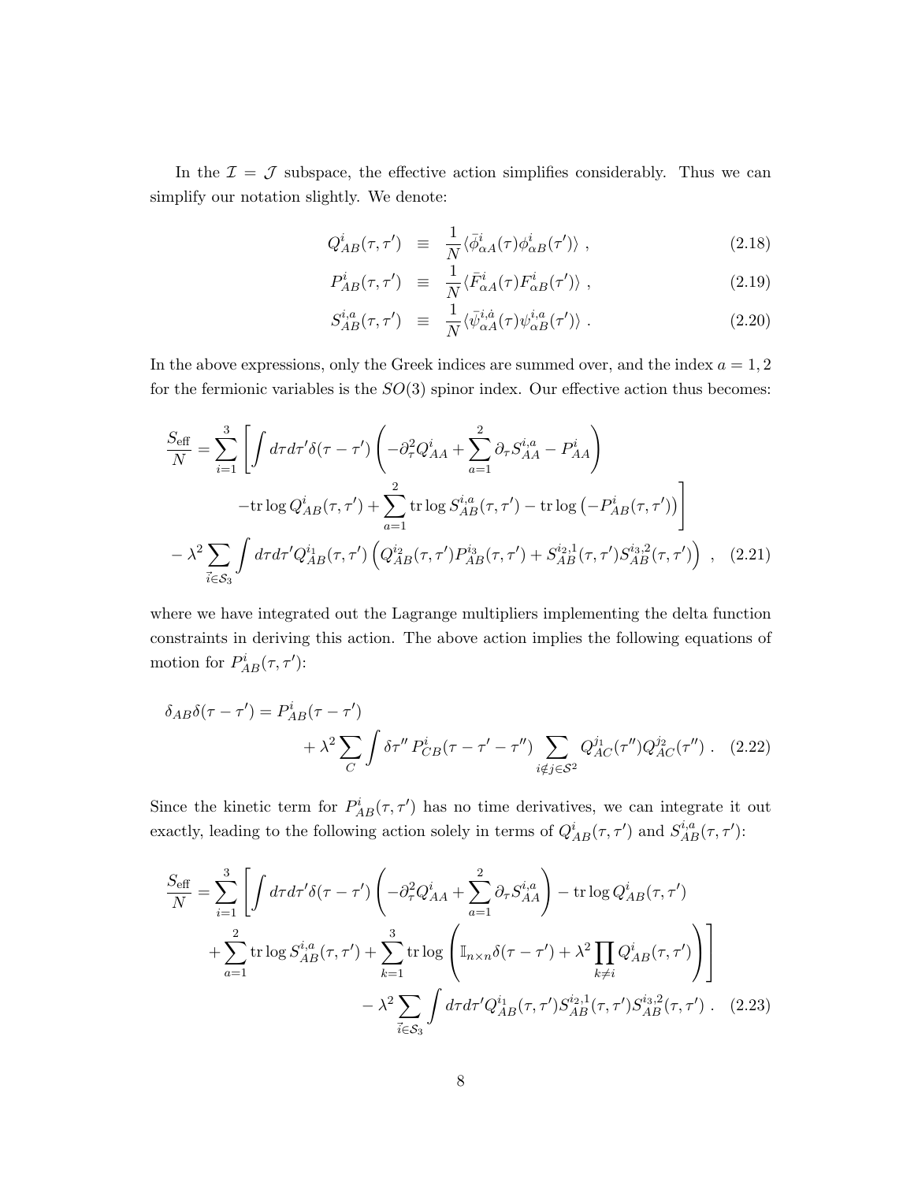In the $\mathcal{I} = \mathcal{J}$ subspace, the effective action simplifies considerably. Thus we can simplify our notation slightly. We denote:

$$
\begin{aligned}
Q^i_{AB}(\tau,\tau') &\equiv \frac{1}{N}\langle \bar{\phi}^i_{\alpha A}(\tau)\phi^i_{\alpha B}(\tau')\rangle \ , \qquad (2.18)\\
P^i_{AB}(\tau,\tau') &\equiv \frac{1}{N}\langle \bar{F}^i_{\alpha A}(\tau)F^i_{\alpha B}(\tau')\rangle \ , \qquad (2.19)\\
S^{i,a}_{AB}(\tau,\tau') &\equiv \frac{1}{N}\langle \bar{\psi}^{i,\dot{a}}_{\alpha A}(\tau)\psi^{i,a}_{\alpha B}(\tau')\rangle \ . \qquad (2.20)
\end{aligned}
$$

In the above expressions, only the Greek indices are summed over, and the index $a = 1, 2$ for the fermionic variables is the $SO(3)$ spinor index. Our effective action thus becomes:

$$
\begin{aligned}
\frac{S_{\rm eff}}{N} = \sum_{i=1}^{3}\Bigg[\int d\tau d\tau'\delta(\tau-\tau')\left(-\partial^2_\tau Q^i_{AA} + \sum_{a=1}^{2}\partial_\tau S^{i,a}_{AA} - P^i_{AA}\right)& \\
-\mathrm{tr}\log Q^i_{AB}(\tau,\tau') + \sum_{a=1}^{2}\mathrm{tr}\log S^{i,a}_{AB}(\tau,\tau') - \mathrm{tr}\log\left(-P^i_{AB}(\tau,\tau')\right)\Bigg]& \\
-\lambda^2\sum_{\vec{i}\in\mathcal{S}_3}\int d\tau d\tau' Q^{i_1}_{AB}(\tau,\tau')\left(Q^{i_2}_{AB}(\tau,\tau')P^{i_3}_{AB}(\tau,\tau') + S^{i_2,1}_{AB}(\tau,\tau')S^{i_3,2}_{AB}(\tau,\tau')\right) \ , \quad (2.21)
\end{aligned}
$$

where we have integrated out the Lagrange multipliers implementing the delta function constraints in deriving this action. The above action implies the following equations of motion for $P^i_{AB}(\tau,\tau')$:

$$
\begin{aligned}
\delta_{AB}\delta(\tau-\tau') = P^i_{AB}(\tau-\tau')& \\
+\lambda^2\sum_C\int\delta\tau''\,P^i_{CB}(\tau-\tau'-\tau'')\sum_{i\notin j\in\mathcal{S}^2}Q^{j_1}_{AC}(\tau'')Q^{j_2}_{AC}(\tau'') \ . \quad (2.22)
\end{aligned}
$$

Since the kinetic term for $P^i_{AB}(\tau,\tau')$ has no time derivatives, we can integrate it out exactly, leading to the following action solely in terms of $Q^i_{AB}(\tau,\tau')$ and $S^{i,a}_{AB}(\tau,\tau')$:

$$
\begin{aligned}
\frac{S_{\rm eff}}{N} = \sum_{i=1}^{3}\Bigg[\int d\tau d\tau'\delta(\tau-\tau')\left(-\partial^2_\tau Q^i_{AA} + \sum_{a=1}^{2}\partial_\tau S^{i,a}_{AA}\right) - \mathrm{tr}\log Q^i_{AB}(\tau,\tau')& \\
+\sum_{a=1}^{2}\mathrm{tr}\log S^{i,a}_{AB}(\tau,\tau') + \sum_{k=1}^{3}\mathrm{tr}\log\left(\mathbb{I}_{n\times n}\delta(\tau-\tau') + \lambda^2\prod_{k\neq i}Q^i_{AB}(\tau,\tau')\right)\Bigg]& \\
-\lambda^2\sum_{\vec{i}\in\mathcal{S}_3}\int d\tau d\tau' Q^{i_1}_{AB}(\tau,\tau')S^{i_2,1}_{AB}(\tau,\tau')S^{i_3,2}_{AB}(\tau,\tau') \ . \quad (2.23)
\end{aligned}
$$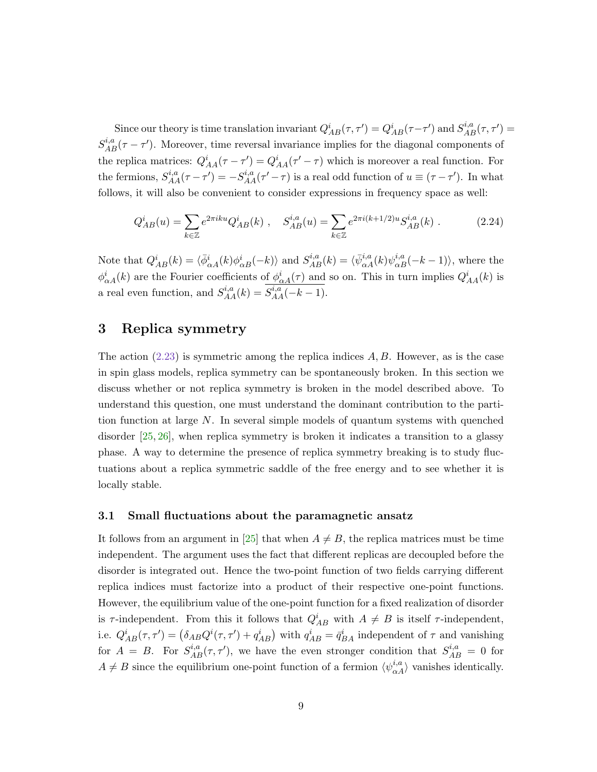Since our theory is time translation invariant $Q^i_{AB}(\tau,\tau') = Q^i_{AB}(\tau-\tau')$ and $S^{i,a}_{AB}(\tau,\tau') = S^{i,a}_{AB}(\tau-\tau')$. Moreover, time reversal invariance implies for the diagonal components of the replica matrices: $Q^i_{AA}(\tau-\tau') = Q^i_{AA}(\tau'-\tau)$ which is moreover a real function. For the fermions, $S^{i,a}_{AA}(\tau-\tau') = -S^{i,a}_{AA}(\tau'-\tau)$ is a real odd function of $u \equiv (\tau-\tau')$. In what follows, it will also be convenient to consider expressions in frequency space as well:

$$Q^i_{AB}(u) = \sum_{k\in\mathbb{Z}} e^{2\pi i k u} Q^i_{AB}(k) \ , \quad S^{i,a}_{AB}(u) = \sum_{k\in\mathbb{Z}} e^{2\pi i (k+1/2) u} S^{i,a}_{AB}(k) \ . \tag{2.24}$$

Note that $Q^i_{AB}(k) = \langle \bar{\phi}^i_{\alpha A}(k)\phi^i_{\alpha B}(-k)\rangle$ and $S^{i,a}_{AB}(k) = \langle \bar{\psi}^{i,a}_{\alpha A}(k)\psi^{i,a}_{\alpha B}(-k-1)\rangle$, where the $\phi^i_{\alpha A}(k)$ are the Fourier coefficients of $\phi^i_{\alpha A}(\tau)$ and so on. This in turn implies $Q^i_{AA}(k)$ is a real even function, and $S^{i,a}_{AA}(k) = \overline{S^{i,a}_{AA}(-k-1)}$.

# 3 Replica symmetry

The action (2.23) is symmetric among the replica indices $A, B$. However, as is the case in spin glass models, replica symmetry can be spontaneously broken. In this section we discuss whether or not replica symmetry is broken in the model described above. To understand this question, one must understand the dominant contribution to the partition function at large $N$. In several simple models of quantum systems with quenched disorder [25, 26], when replica symmetry is broken it indicates a transition to a glassy phase. A way to determine the presence of replica symmetry breaking is to study fluctuations about a replica symmetric saddle of the free energy and to see whether it is locally stable.

## 3.1 Small fluctuations about the paramagnetic ansatz

It follows from an argument in [25] that when $A \neq B$, the replica matrices must be time independent. The argument uses the fact that different replicas are decoupled before the disorder is integrated out. Hence the two-point function of two fields carrying different replica indices must factorize into a product of their respective one-point functions. However, the equilibrium value of the one-point function for a fixed realization of disorder is $\tau$-independent. From this it follows that $Q^i_{AB}$ with $A \neq B$ is itself $\tau$-independent, i.e. $Q^i_{AB}(\tau,\tau') = \left(\delta_{AB}Q^i(\tau,\tau') + q^i_{AB}\right)$ with $q^i_{AB} = \bar{q}^i_{BA}$ independent of $\tau$ and vanishing for $A = B$. For $S^{i,a}_{AB}(\tau,\tau')$, we have the even stronger condition that $S^{i,a}_{AB} = 0$ for $A \neq B$ since the equilibrium one-point function of a fermion $\langle \psi^{i,a}_{\alpha A}\rangle$ vanishes identically.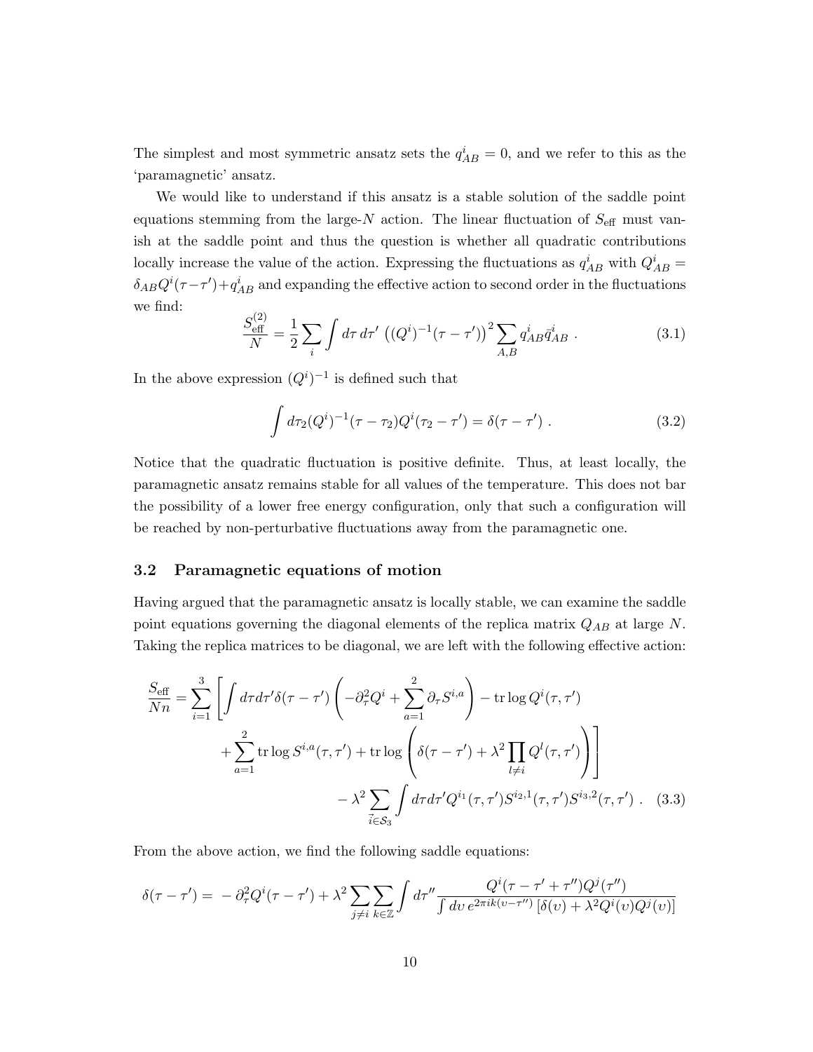The simplest and most symmetric ansatz sets the $q^i_{AB} = 0$, and we refer to this as the 'paramagnetic' ansatz.

We would like to understand if this ansatz is a stable solution of the saddle point equations stemming from the large-$N$ action. The linear fluctuation of $S_{\text{eff}}$ must vanish at the saddle point and thus the question is whether all quadratic contributions locally increase the value of the action. Expressing the fluctuations as $q^i_{AB}$ with $Q^i_{AB} = \delta_{AB} Q^i(\tau - \tau') + q^i_{AB}$ and expanding the effective action to second order in the fluctuations we find:

$$
\frac{S^{(2)}_{\text{eff}}}{N} = \frac{1}{2} \sum_i \int d\tau \, d\tau' \, \left( (Q^i)^{-1}(\tau - \tau') \right)^2 \sum_{A,B} q^i_{AB} \bar{q}^i_{AB} \; . \tag{3.1}
$$

In the above expression $(Q^i)^{-1}$ is defined such that

$$
\int d\tau_2 (Q^i)^{-1}(\tau - \tau_2) Q^i(\tau_2 - \tau') = \delta(\tau - \tau') \; . \tag{3.2}
$$

Notice that the quadratic fluctuation is positive definite. Thus, at least locally, the paramagnetic ansatz remains stable for all values of the temperature. This does not bar the possibility of a lower free energy configuration, only that such a configuration will be reached by non-perturbative fluctuations away from the paramagnetic one.

### 3.2 Paramagnetic equations of motion

Having argued that the paramagnetic ansatz is locally stable, we can examine the saddle point equations governing the diagonal elements of the replica matrix $Q_{AB}$ at large $N$. Taking the replica matrices to be diagonal, we are left with the following effective action:

$$
\begin{aligned}
\frac{S_{\text{eff}}}{Nn} = \sum_{i=1}^{3} \Bigg[ \int d\tau d\tau' \delta(\tau - \tau') \left( -\partial_\tau^2 Q^i + \sum_{a=1}^{2} \partial_\tau S^{i,a} \right) - \operatorname{tr} \log Q^i(\tau, \tau') \\
+ \sum_{a=1}^{2} \operatorname{tr} \log S^{i,a}(\tau, \tau') + \operatorname{tr} \log \left( \delta(\tau - \tau') + \lambda^2 \prod_{l \neq i} Q^l(\tau, \tau') \right) \Bigg] \\
- \lambda^2 \sum_{\vec{i} \in \mathcal{S}_3} \int d\tau d\tau' Q^{i_1}(\tau, \tau') S^{i_2,1}(\tau, \tau') S^{i_3,2}(\tau, \tau') \; .
\end{aligned} \tag{3.3}
$$

From the above action, we find the following saddle equations:

$$
\delta(\tau - \tau') = \; -\partial_\tau^2 Q^i(\tau - \tau') + \lambda^2 \sum_{j \neq i} \sum_{k \in \mathbb{Z}} \int d\tau'' \frac{Q^i(\tau - \tau' + \tau'') Q^j(\tau'')}{\int d\upsilon \, e^{2\pi i k(\upsilon - \tau'')} \left[ \delta(\upsilon) + \lambda^2 Q^i(\upsilon) Q^j(\upsilon) \right]}
$$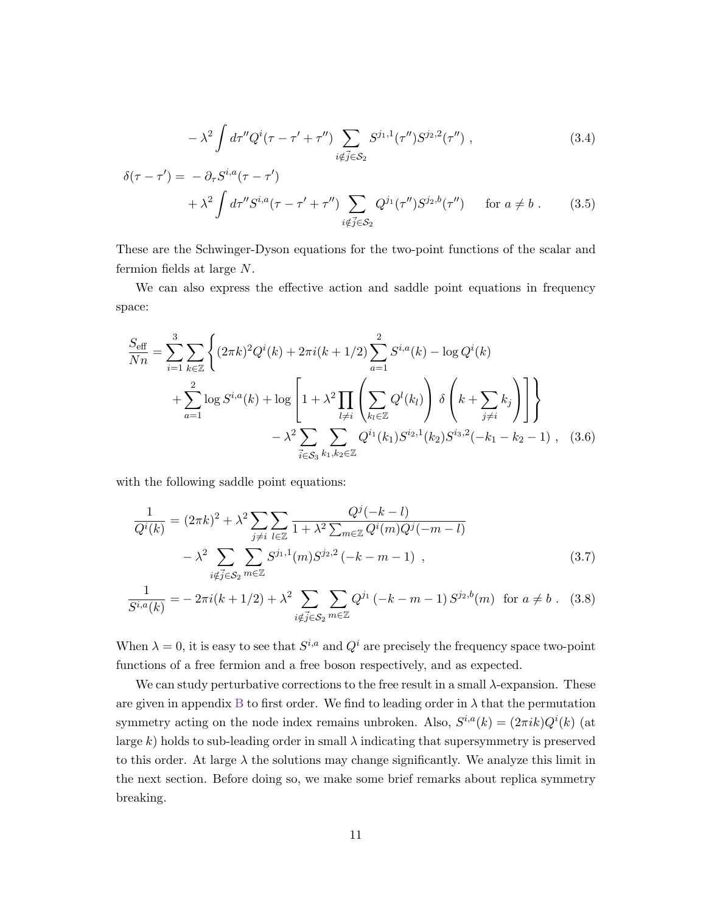$$
- \lambda^2 \int d\tau'' Q^i(\tau - \tau' + \tau'') \sum_{i \notin \vec{j} \in \mathcal{S}_2} S^{j_1,1}(\tau'') S^{j_2,2}(\tau'') \ , \tag{3.4}
$$

$$
\begin{aligned}
\delta(\tau - \tau') = & - \partial_\tau S^{i,a}(\tau - \tau') \\
& + \lambda^2 \int d\tau'' S^{i,a}(\tau - \tau' + \tau'') \sum_{i \notin \vec{j} \in \mathcal{S}_2} Q^{j_1}(\tau'') S^{j_2,b}(\tau'') \qquad \text{for } a \neq b \ .
\end{aligned} \tag{3.5}
$$

These are the Schwinger-Dyson equations for the two-point functions of the scalar and fermion fields at large $N$.

We can also express the effective action and saddle point equations in frequency space:

$$
\begin{aligned}
\frac{S_{\text{eff}}}{Nn} = \sum_{i=1}^{3} \sum_{k \in \mathbb{Z}} \Bigg\{ & (2\pi k)^2 Q^i(k) + 2\pi i (k + 1/2) \sum_{a=1}^{2} S^{i,a}(k) - \log Q^i(k) \\
& + \sum_{a=1}^{2} \log S^{i,a}(k) + \log \left[ 1 + \lambda^2 \prod_{l \neq i} \left( \sum_{k_l \in \mathbb{Z}} Q^l(k_l) \right) \delta\left( k + \sum_{j \neq i} k_j \right) \right] \Bigg\} \\
& - \lambda^2 \sum_{\vec{i} \in \mathcal{S}_3} \sum_{k_1, k_2 \in \mathbb{Z}} Q^{i_1}(k_1) S^{i_2,1}(k_2) S^{i_3,2}(-k_1 - k_2 - 1) \ ,
\end{aligned} \tag{3.6}
$$

with the following saddle point equations:

$$
\begin{aligned}
\frac{1}{Q^i(k)} = & (2\pi k)^2 + \lambda^2 \sum_{j \neq i} \sum_{l \in \mathbb{Z}} \frac{Q^j(-k - l)}{1 + \lambda^2 \sum_{m \in \mathbb{Z}} Q^i(m) Q^j(-m - l)} \\
& - \lambda^2 \sum_{i \notin \vec{j} \in \mathcal{S}_2} \sum_{m \in \mathbb{Z}} S^{j_1,1}(m) S^{j_2,2}(-k - m - 1) \ ,
\end{aligned} \tag{3.7}
$$

$$
\frac{1}{S^{i,a}(k)} = - 2\pi i (k + 1/2) + \lambda^2 \sum_{i \notin \vec{j} \in \mathcal{S}_2} \sum_{m \in \mathbb{Z}} Q^{j_1}(-k - m - 1) S^{j_2,b}(m) \quad \text{for } a \neq b \ . \tag{3.8}
$$

When $\lambda = 0$, it is easy to see that $S^{i,a}$ and $Q^i$ are precisely the frequency space two-point functions of a free fermion and a free boson respectively, and as expected.

We can study perturbative corrections to the free result in a small $\lambda$-expansion. These are given in appendix B to first order. We find to leading order in $\lambda$ that the permutation symmetry acting on the node index remains unbroken. Also, $S^{i,a}(k) = (2\pi i k) Q^i(k)$ (at large $k$) holds to sub-leading order in small $\lambda$ indicating that supersymmetry is preserved to this order. At large $\lambda$ the solutions may change significantly. We analyze this limit in the next section. Before doing so, we make some brief remarks about replica symmetry breaking.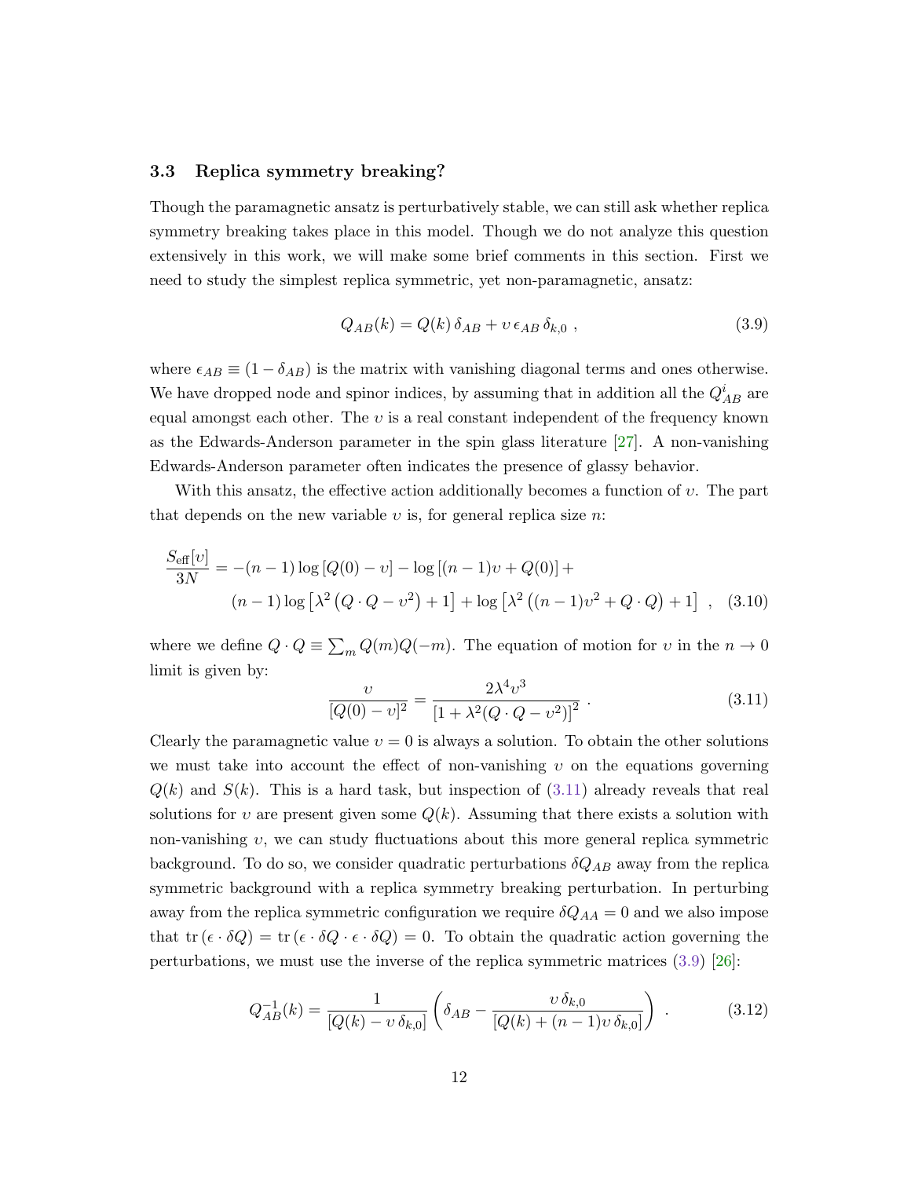### 3.3 Replica symmetry breaking?

Though the paramagnetic ansatz is perturbatively stable, we can still ask whether replica symmetry breaking takes place in this model. Though we do not analyze this question extensively in this work, we will make some brief comments in this section. First we need to study the simplest replica symmetric, yet non-paramagnetic, ansatz:

$$Q_{AB}(k) = Q(k)\,\delta_{AB} + \upsilon\,\epsilon_{AB}\,\delta_{k,0}\ , \tag{3.9}$$

where $\epsilon_{AB} \equiv (1-\delta_{AB})$ is the matrix with vanishing diagonal terms and ones otherwise. We have dropped node and spinor indices, by assuming that in addition all the $Q^i_{AB}$ are equal amongst each other. The $\upsilon$ is a real constant independent of the frequency known as the Edwards-Anderson parameter in the spin glass literature [27]. A non-vanishing Edwards-Anderson parameter often indicates the presence of glassy behavior.

With this ansatz, the effective action additionally becomes a function of $\upsilon$. The part that depends on the new variable $\upsilon$ is, for general replica size $n$:

$$\begin{aligned}\frac{S_{\text{eff}}[\upsilon]}{3N} = &-(n-1)\log\left[Q(0)-\upsilon\right] - \log\left[(n-1)\upsilon + Q(0)\right] + \\ &(n-1)\log\left[\lambda^2\left(Q\cdot Q - \upsilon^2\right)+1\right] + \log\left[\lambda^2\left((n-1)\upsilon^2 + Q\cdot Q\right)+1\right]\ ,\end{aligned} \tag{3.10}$$

where we define $Q\cdot Q \equiv \sum_m Q(m)Q(-m)$. The equation of motion for $\upsilon$ in the $n\to 0$ limit is given by:

$$\frac{\upsilon}{[Q(0)-\upsilon]^2} = \frac{2\lambda^4\upsilon^3}{\left[1+\lambda^2(Q\cdot Q-\upsilon^2)\right]^2}\ . \tag{3.11}$$

Clearly the paramagnetic value $\upsilon = 0$ is always a solution. To obtain the other solutions we must take into account the effect of non-vanishing $\upsilon$ on the equations governing $Q(k)$ and $S(k)$. This is a hard task, but inspection of (3.11) already reveals that real solutions for $\upsilon$ are present given some $Q(k)$. Assuming that there exists a solution with non-vanishing $\upsilon$, we can study fluctuations about this more general replica symmetric background. To do so, we consider quadratic perturbations $\delta Q_{AB}$ away from the replica symmetric background with a replica symmetry breaking perturbation. In perturbing away from the replica symmetric configuration we require $\delta Q_{AA} = 0$ and we also impose that $\text{tr}\,(\epsilon\cdot\delta Q) = \text{tr}\,(\epsilon\cdot\delta Q\cdot\epsilon\cdot\delta Q) = 0$. To obtain the quadratic action governing the perturbations, we must use the inverse of the replica symmetric matrices (3.9) [26]:

$$Q^{-1}_{AB}(k) = \frac{1}{[Q(k)-\upsilon\,\delta_{k,0}]}\left(\delta_{AB} - \frac{\upsilon\,\delta_{k,0}}{[Q(k)+(n-1)\upsilon\,\delta_{k,0}]}\right)\ . \tag{3.12}$$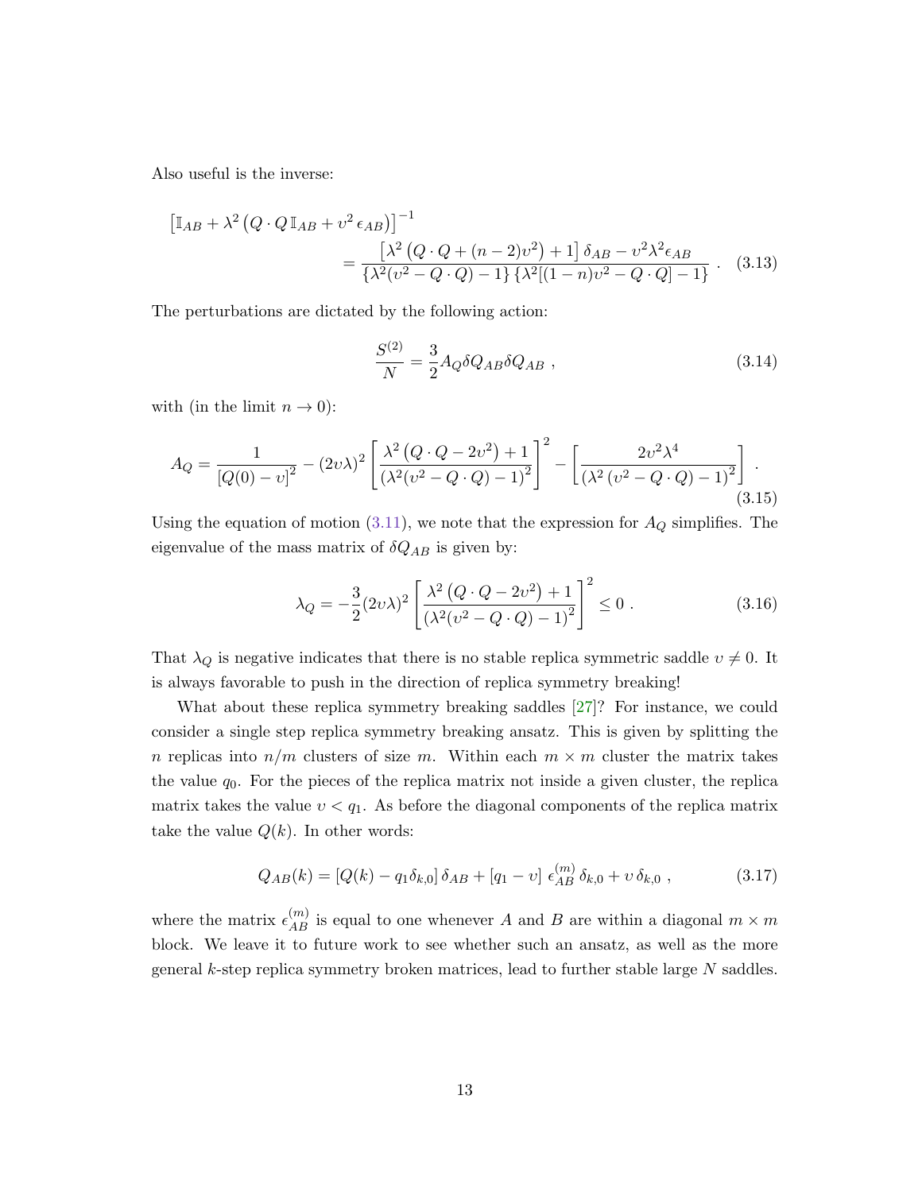Also useful is the inverse:

$$
\begin{aligned}
\left[\mathbb{I}_{AB} + \lambda^2 \left(Q \cdot Q \, \mathbb{I}_{AB} + \upsilon^2 \, \epsilon_{AB}\right)\right]^{-1} & \\
&= \frac{\left[\lambda^2 \left(Q \cdot Q + (n-2)\upsilon^2\right) + 1\right] \delta_{AB} - \upsilon^2 \lambda^2 \epsilon_{AB}}{\left\{\lambda^2(\upsilon^2 - Q \cdot Q) - 1\right\} \left\{\lambda^2[(1-n)\upsilon^2 - Q \cdot Q] - 1\right\}} \ . \qquad (3.13)
\end{aligned}
$$

The perturbations are dictated by the following action:

$$
\frac{S^{(2)}}{N} = \frac{3}{2} A_Q \delta Q_{AB} \delta Q_{AB} \ , \qquad (3.14)
$$

with (in the limit $n \to 0$):

$$
A_Q = \frac{1}{\left[Q(0) - \upsilon\right]^2} - (2\upsilon\lambda)^2 \left[\frac{\lambda^2 \left(Q \cdot Q - 2\upsilon^2\right) + 1}{\left(\lambda^2(\upsilon^2 - Q \cdot Q) - 1\right)^2}\right]^2 - \left[\frac{2\upsilon^2 \lambda^4}{\left(\lambda^2 \left(\upsilon^2 - Q \cdot Q\right) - 1\right)^2}\right] \ . \qquad (3.15)
$$

Using the equation of motion (3.11), we note that the expression for $A_Q$ simplifies. The eigenvalue of the mass matrix of $\delta Q_{AB}$ is given by:

$$
\lambda_Q = -\frac{3}{2}(2\upsilon\lambda)^2 \left[\frac{\lambda^2 \left(Q \cdot Q - 2\upsilon^2\right) + 1}{\left(\lambda^2(\upsilon^2 - Q \cdot Q) - 1\right)^2}\right]^2 \leq 0 \ . \qquad (3.16)
$$

That $\lambda_Q$ is negative indicates that there is no stable replica symmetric saddle $\upsilon \neq 0$. It is always favorable to push in the direction of replica symmetry breaking!

What about these replica symmetry breaking saddles [27]? For instance, we could consider a single step replica symmetry breaking ansatz. This is given by splitting the $n$ replicas into $n/m$ clusters of size $m$. Within each $m \times m$ cluster the matrix takes the value $q_0$. For the pieces of the replica matrix not inside a given cluster, the replica matrix takes the value $\upsilon < q_1$. As before the diagonal components of the replica matrix take the value $Q(k)$. In other words:

$$
Q_{AB}(k) = \left[Q(k) - q_1 \delta_{k,0}\right] \delta_{AB} + \left[q_1 - \upsilon\right] \, \epsilon^{(m)}_{AB} \, \delta_{k,0} + \upsilon \, \delta_{k,0} \ , \qquad (3.17)
$$

where the matrix $\epsilon^{(m)}_{AB}$ is equal to one whenever $A$ and $B$ are within a diagonal $m \times m$ block. We leave it to future work to see whether such an ansatz, as well as the more general $k$-step replica symmetry broken matrices, lead to further stable large $N$ saddles.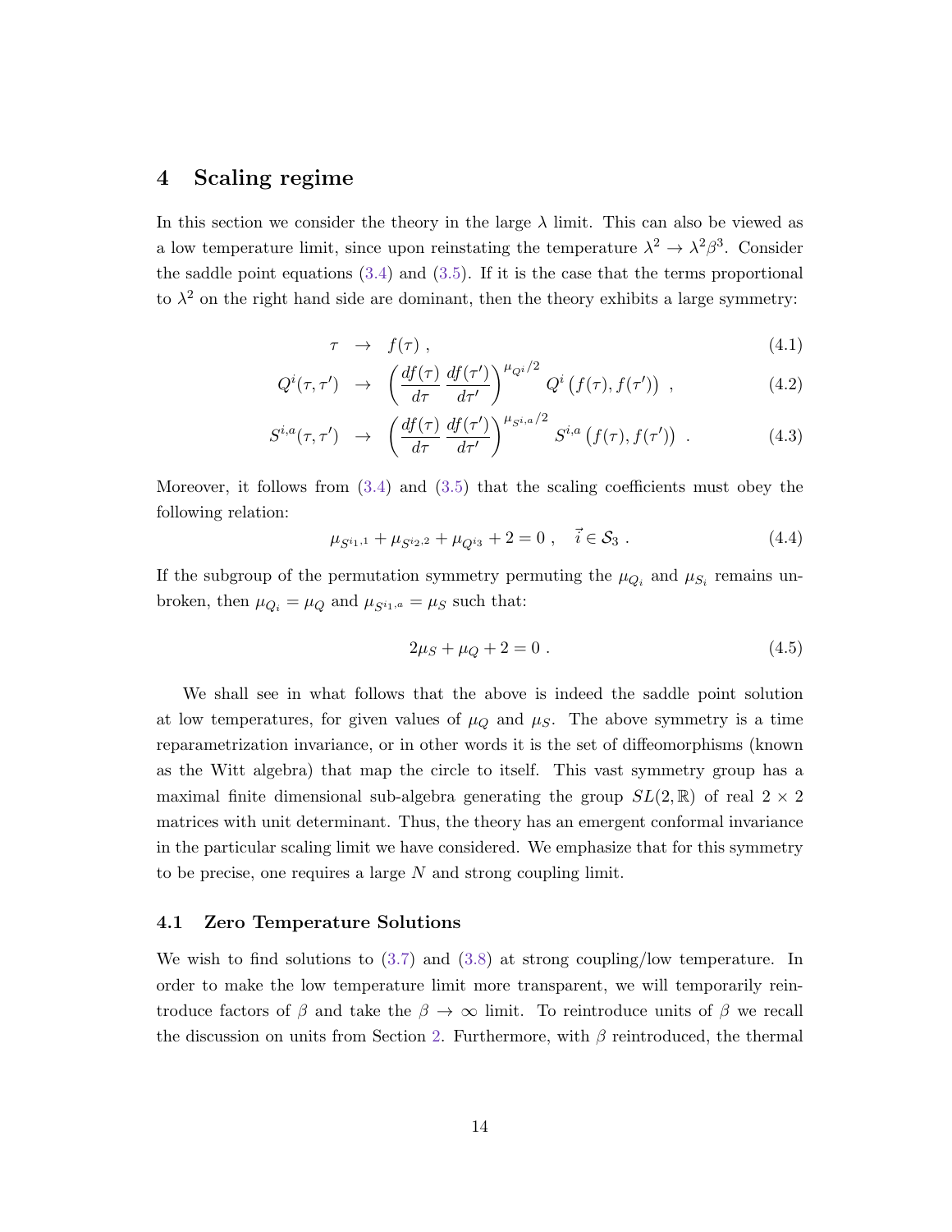## 4 Scaling regime

In this section we consider the theory in the large $\lambda$ limit. This can also be viewed as a low temperature limit, since upon reinstating the temperature $\lambda^2 \to \lambda^2 \beta^3$. Consider the saddle point equations (3.4) and (3.5). If it is the case that the terms proportional to $\lambda^2$ on the right hand side are dominant, then the theory exhibits a large symmetry:

$$\tau \quad \to \quad f(\tau) \; , \tag{4.1}$$

$$Q^i(\tau, \tau') \quad \to \quad \left( \frac{df(\tau)}{d\tau} \, \frac{df(\tau')}{d\tau'} \right)^{\mu_{Q^i}/2} Q^i \left( f(\tau), f(\tau') \right) \; , \tag{4.2}$$

$$S^{i,a}(\tau, \tau') \quad \to \quad \left( \frac{df(\tau)}{d\tau} \, \frac{df(\tau')}{d\tau'} \right)^{\mu_{S^{i,a}}/2} S^{i,a} \left( f(\tau), f(\tau') \right) \; . \tag{4.3}$$

Moreover, it follows from (3.4) and (3.5) that the scaling coefficients must obey the following relation:

$$\mu_{S^{i_1,1}} + \mu_{S^{i_2,2}} + \mu_{Q^{i_3}} + 2 = 0 \; , \quad \vec{i} \in \mathcal{S}_3 \; . \tag{4.4}$$

If the subgroup of the permutation symmetry permuting the $\mu_{Q_i}$ and $\mu_{S_i}$ remains unbroken, then $\mu_{Q_i} = \mu_Q$ and $\mu_{S^{i_1,a}} = \mu_S$ such that:

$$2\mu_S + \mu_Q + 2 = 0 \; . \tag{4.5}$$

We shall see in what follows that the above is indeed the saddle point solution at low temperatures, for given values of $\mu_Q$ and $\mu_S$. The above symmetry is a time reparametrization invariance, or in other words it is the set of diffeomorphisms (known as the Witt algebra) that map the circle to itself. This vast symmetry group has a maximal finite dimensional sub-algebra generating the group $SL(2,\mathbb{R})$ of real $2 \times 2$ matrices with unit determinant. Thus, the theory has an emergent conformal invariance in the particular scaling limit we have considered. We emphasize that for this symmetry to be precise, one requires a large $N$ and strong coupling limit.

### 4.1 Zero Temperature Solutions

We wish to find solutions to (3.7) and (3.8) at strong coupling/low temperature. In order to make the low temperature limit more transparent, we will temporarily reintroduce factors of $\beta$ and take the $\beta \to \infty$ limit. To reintroduce units of $\beta$ we recall the discussion on units from Section 2. Furthermore, with $\beta$ reintroduced, the thermal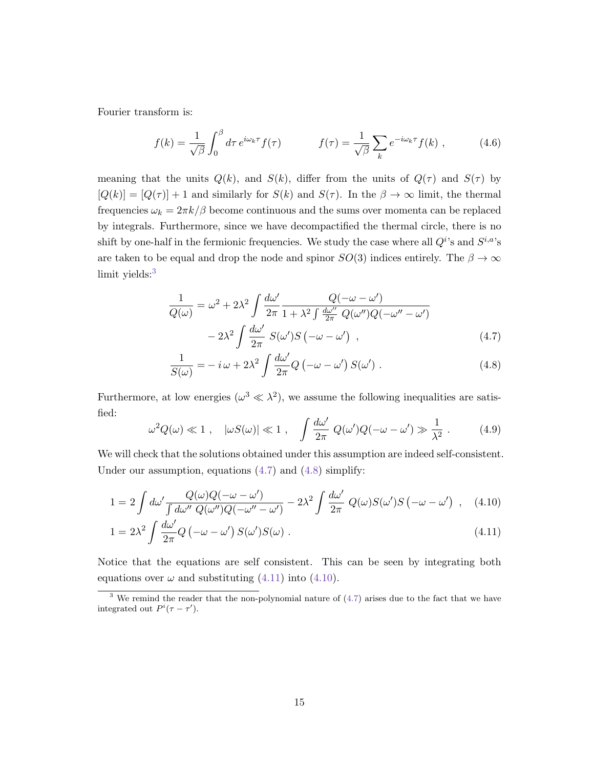Fourier transform is:

$$f(k) = \frac{1}{\sqrt{\beta}} \int_0^\beta d\tau \, e^{i\omega_k \tau} f(\tau) \qquad\qquad f(\tau) = \frac{1}{\sqrt{\beta}} \sum_k e^{-i\omega_k \tau} f(k) \ , \tag{4.6}$$

meaning that the units $Q(k)$, and $S(k)$, differ from the units of $Q(\tau)$ and $S(\tau)$ by $[Q(k)] = [Q(\tau)] + 1$ and similarly for $S(k)$ and $S(\tau)$. In the $\beta \to \infty$ limit, the thermal frequencies $\omega_k = 2\pi k/\beta$ become continuous and the sums over momenta can be replaced by integrals. Furthermore, since we have decompactified the thermal circle, there is no shift by one-half in the fermionic frequencies. We study the case where all $Q^i$'s and $S^{i,a}$'s are taken to be equal and drop the node and spinor $SO(3)$ indices entirely. The $\beta \to \infty$ limit yields:[3]

$$\begin{aligned} \frac{1}{Q(\omega)} &= \omega^2 + 2\lambda^2 \int \frac{d\omega'}{2\pi} \frac{Q(-\omega - \omega')}{1 + \lambda^2 \int \frac{d\omega''}{2\pi} \, Q(\omega'')Q(-\omega'' - \omega')} \\ &\quad - 2\lambda^2 \int \frac{d\omega'}{2\pi} \, S(\omega')S\left(-\omega - \omega'\right) \ , \end{aligned} \tag{4.7}$$

$$\frac{1}{S(\omega)} = -\, i\,\omega + 2\lambda^2 \int \frac{d\omega'}{2\pi} Q\left(-\omega - \omega'\right) S(\omega') \ . \tag{4.8}$$

Furthermore, at low energies ($\omega^3 \ll \lambda^2$), we assume the following inequalities are satisfied:

$$\omega^2 Q(\omega) \ll 1 \ , \quad |\omega S(\omega)| \ll 1 \ , \quad \int \frac{d\omega'}{2\pi} \, Q(\omega')Q(-\omega - \omega') \gg \frac{1}{\lambda^2} \ . \tag{4.9}$$

We will check that the solutions obtained under this assumption are indeed self-consistent. Under our assumption, equations (4.7) and (4.8) simplify:

$$1 = 2 \int d\omega' \frac{Q(\omega)Q(-\omega - \omega')}{\int d\omega'' \, Q(\omega'')Q(-\omega'' - \omega')} - 2\lambda^2 \int \frac{d\omega'}{2\pi} \, Q(\omega)S(\omega')S\left(-\omega - \omega'\right) \ , \tag{4.10}$$

$$1 = 2\lambda^2 \int \frac{d\omega'}{2\pi} Q\left(-\omega - \omega'\right) S(\omega')S(\omega) \ . \tag{4.11}$$

Notice that the equations are self consistent. This can be seen by integrating both equations over $\omega$ and substituting (4.11) into (4.10).

[3] We remind the reader that the non-polynomial nature of (4.7) arises due to the fact that we have integrated out $P^i(\tau - \tau')$.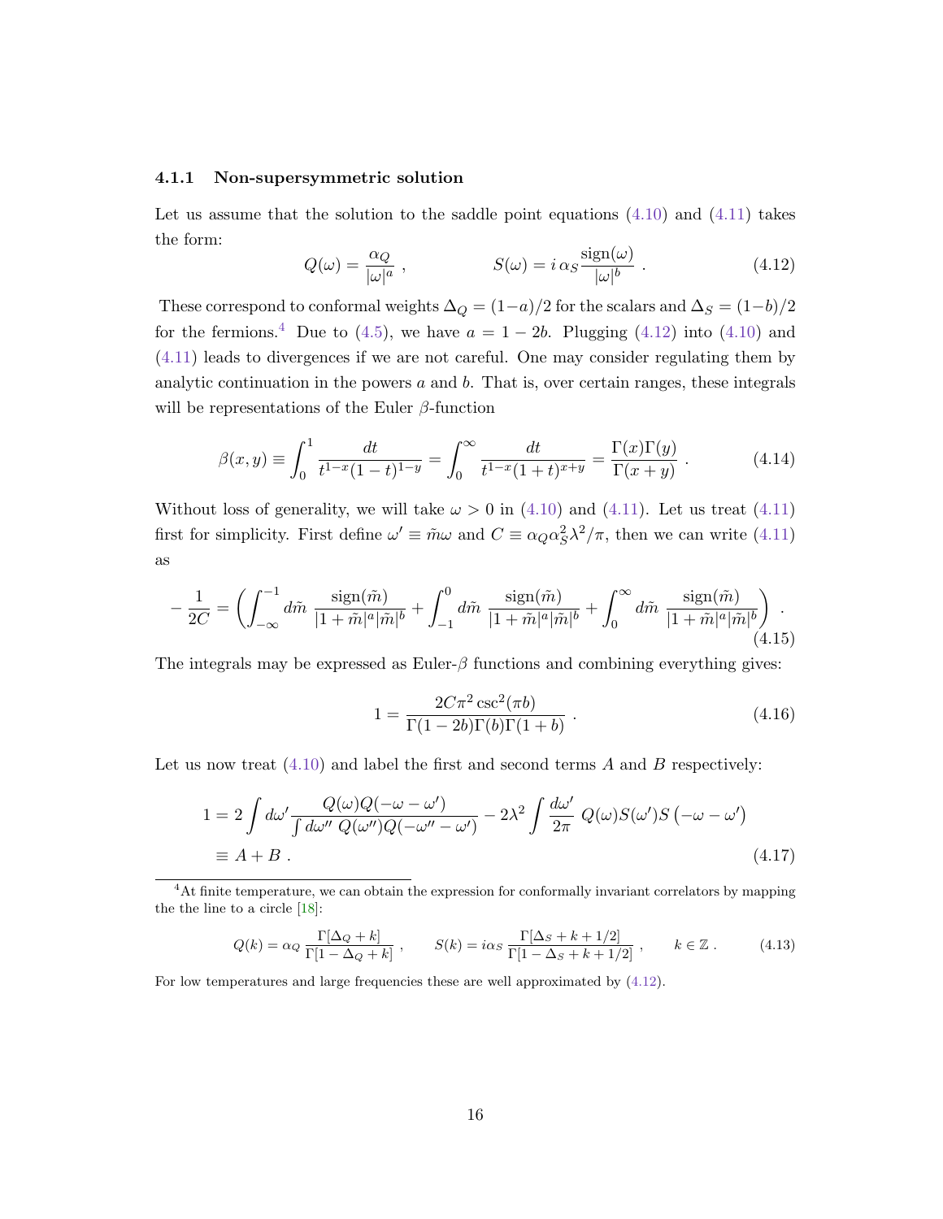### 4.1.1 Non-supersymmetric solution

Let us assume that the solution to the saddle point equations (4.10) and (4.11) takes the form:

$$Q(\omega) = \frac{\alpha_Q}{|\omega|^a} \, , \qquad\qquad S(\omega) = i\,\alpha_S \frac{\mathrm{sign}(\omega)}{|\omega|^b} \, . \tag{4.12}$$

These correspond to conformal weights $\Delta_Q = (1-a)/2$ for the scalars and $\Delta_S = (1-b)/2$ for the fermions.[4] Due to (4.5), we have $a = 1-2b$. Plugging (4.12) into (4.10) and (4.11) leads to divergences if we are not careful. One may consider regulating them by analytic continuation in the powers $a$ and $b$. That is, over certain ranges, these integrals will be representations of the Euler $\beta$-function

$$\beta(x,y) \equiv \int_0^1 \frac{dt}{t^{1-x}(1-t)^{1-y}} = \int_0^\infty \frac{dt}{t^{1-x}(1+t)^{x+y}} = \frac{\Gamma(x)\Gamma(y)}{\Gamma(x+y)} \, . \tag{4.14}$$

Without loss of generality, we will take $\omega > 0$ in (4.10) and (4.11). Let us treat (4.11) first for simplicity. First define $\omega' \equiv \tilde{m}\omega$ and $C \equiv \alpha_Q \alpha_S^2 \lambda^2/\pi$, then we can write (4.11) as

$$-\frac{1}{2C} = \left( \int_{-\infty}^{-1} d\tilde{m}\ \frac{\mathrm{sign}(\tilde{m})}{|1+\tilde{m}|^a |\tilde{m}|^b} + \int_{-1}^{0} d\tilde{m}\ \frac{\mathrm{sign}(\tilde{m})}{|1+\tilde{m}|^a |\tilde{m}|^b} + \int_{0}^{\infty} d\tilde{m}\ \frac{\mathrm{sign}(\tilde{m})}{|1+\tilde{m}|^a |\tilde{m}|^b} \right) \, . \tag{4.15}$$

The integrals may be expressed as Euler-$\beta$ functions and combining everything gives:

$$1 = \frac{2C\pi^2 \csc^2(\pi b)}{\Gamma(1-2b)\Gamma(b)\Gamma(1+b)} \, . \tag{4.16}$$

Let us now treat (4.10) and label the first and second terms $A$ and $B$ respectively:

$$\begin{aligned} 1 &= 2\int d\omega' \frac{Q(\omega)Q(-\omega-\omega')}{\int d\omega''\ Q(\omega'')Q(-\omega''-\omega')} - 2\lambda^2 \int \frac{d\omega'}{2\pi}\ Q(\omega)S(\omega')S\left(-\omega-\omega'\right) \\ &\equiv A + B \, . \end{aligned} \tag{4.17}$$

[4] At finite temperature, we can obtain the expression for conformally invariant correlators by mapping the the line to a circle [18]:

$$Q(k) = \alpha_Q \frac{\Gamma[\Delta_Q + k]}{\Gamma[1-\Delta_Q + k]} \, , \qquad S(k) = i\alpha_S \frac{\Gamma[\Delta_S + k + 1/2]}{\Gamma[1-\Delta_S + k + 1/2]} \, , \qquad k \in \mathbb{Z} \, . \tag{4.13}$$

For low temperatures and large frequencies these are well approximated by (4.12).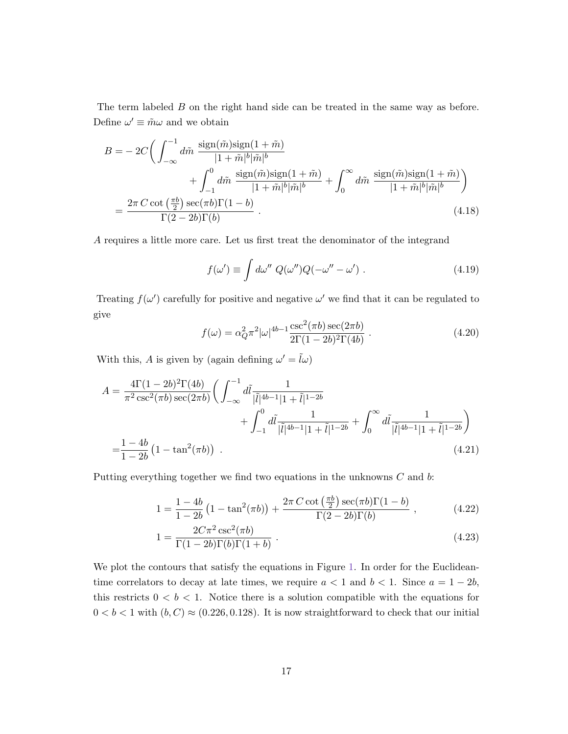The term labeled $B$ on the right hand side can be treated in the same way as before. Define $\omega' \equiv \tilde{m}\omega$ and we obtain

$$
\begin{aligned}
B = & -2C\bigg( \int_{-\infty}^{-1} d\tilde{m}\ \frac{\text{sign}(\tilde{m})\text{sign}(1+\tilde{m})}{|1+\tilde{m}|^b|\tilde{m}|^b} \\
& \qquad + \int_{-1}^{0} d\tilde{m}\ \frac{\text{sign}(\tilde{m})\text{sign}(1+\tilde{m})}{|1+\tilde{m}|^b|\tilde{m}|^b} + \int_{0}^{\infty} d\tilde{m}\ \frac{\text{sign}(\tilde{m})\text{sign}(1+\tilde{m})}{|1+\tilde{m}|^b|\tilde{m}|^b}\bigg) \\
= & \frac{2\pi\, C \cot\left(\frac{\pi b}{2}\right)\sec(\pi b)\Gamma(1-b)}{\Gamma(2-2b)\Gamma(b)} \ .
\end{aligned} \tag{4.18}
$$

$A$ requires a little more care. Let us first treat the denominator of the integrand

$$
f(\omega') \equiv \int d\omega''\ Q(\omega'')Q(-\omega''-\omega') \ . \tag{4.19}
$$

Treating $f(\omega')$ carefully for positive and negative $\omega'$ we find that it can be regulated to give

$$
f(\omega) = \alpha_Q^2\pi^2|\omega|^{4b-1}\frac{\csc^2(\pi b)\sec(2\pi b)}{2\Gamma(1-2b)^2\Gamma(4b)} \ . \tag{4.20}
$$

With this, $A$ is given by (again defining $\omega' = \tilde{l}\omega$)

$$
\begin{aligned}
A = & \frac{4\Gamma(1-2b)^2\Gamma(4b)}{\pi^2\csc^2(\pi b)\sec(2\pi b)}\bigg( \int_{-\infty}^{-1} d\tilde{l}\frac{1}{|\tilde{l}|^{4b-1}|1+\tilde{l}|^{1-2b}} \\
& \qquad\qquad + \int_{-1}^{0} d\tilde{l}\frac{1}{|\tilde{l}|^{4b-1}|1+\tilde{l}|^{1-2b}} + \int_{0}^{\infty} d\tilde{l}\frac{1}{|\tilde{l}|^{4b-1}|1+\tilde{l}|^{1-2b}}\bigg) \\
= & \frac{1-4b}{1-2b}\left(1-\tan^2(\pi b)\right) \ .
\end{aligned} \tag{4.21}
$$

Putting everything together we find two equations in the unknowns $C$ and $b$:

$$
1 = \frac{1-4b}{1-2b}\left(1-\tan^2(\pi b)\right) + \frac{2\pi\, C\cot\left(\frac{\pi b}{2}\right)\sec(\pi b)\Gamma(1-b)}{\Gamma(2-2b)\Gamma(b)} \ , \tag{4.22}
$$

$$
1 = \frac{2C\pi^2\csc^2(\pi b)}{\Gamma(1-2b)\Gamma(b)\Gamma(1+b)} \ . \tag{4.23}
$$

We plot the contours that satisfy the equations in Figure 1. In order for the Euclidean-time correlators to decay at late times, we require $a < 1$ and $b < 1$. Since $a = 1-2b$, this restricts $0 < b < 1$. Notice there is a solution compatible with the equations for $0 < b < 1$ with $(b, C) \approx (0.226, 0.128)$. It is now straightforward to check that our initial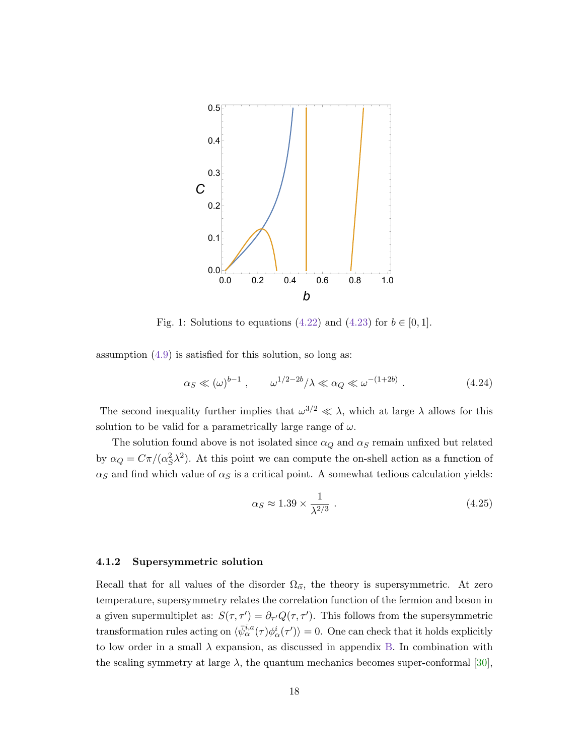Fig. 1: Solutions to equations (4.22) and (4.23) for $b \in [0, 1]$.

assumption (4.9) is satisfied for this solution, so long as:

$$\alpha_S \ll (\omega)^{b-1} \ , \qquad \omega^{1/2-2b}/\lambda \ll \alpha_Q \ll \omega^{-(1+2b)} \ . \tag{4.24}$$

The second inequality further implies that $\omega^{3/2} \ll \lambda$, which at large $\lambda$ allows for this solution to be valid for a parametrically large range of $\omega$.

The solution found above is not isolated since $\alpha_Q$ and $\alpha_S$ remain unfixed but related by $\alpha_Q = C\pi/(\alpha_S^2 \lambda^2)$. At this point we can compute the on-shell action as a function of $\alpha_S$ and find which value of $\alpha_S$ is a critical point. A somewhat tedious calculation yields:

$$\alpha_S \approx 1.39 \times \frac{1}{\lambda^{2/3}} \ . \tag{4.25}$$

### 4.1.2 Supersymmetric solution

Recall that for all values of the disorder $\Omega_{\vec{\alpha}}$, the theory is supersymmetric. At zero temperature, supersymmetry relates the correlation function of the fermion and boson in a given supermultiplet as: $S(\tau, \tau') = \partial_{\tau'} Q(\tau, \tau')$. This follows from the supersymmetric transformation rules acting on $\langle \bar{\psi}_{\alpha}^{i,a}(\tau)\phi_{\alpha}^{i}(\tau')\rangle = 0$. One can check that it holds explicitly to low order in a small $\lambda$ expansion, as discussed in appendix B. In combination with the scaling symmetry at large $\lambda$, the quantum mechanics becomes super-conformal [30],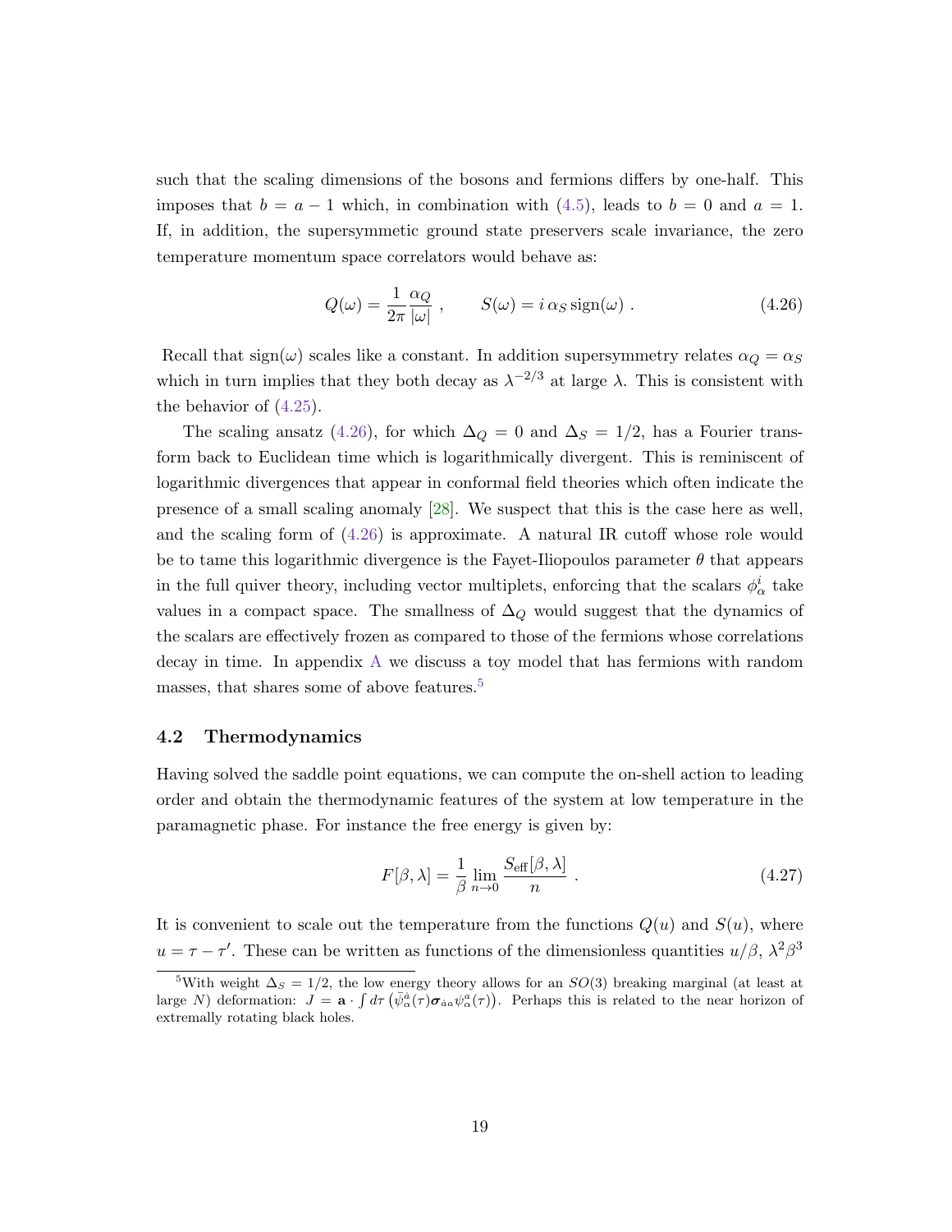such that the scaling dimensions of the bosons and fermions differs by one-half. This imposes that $b = a - 1$ which, in combination with (4.5), leads to $b = 0$ and $a = 1$. If, in addition, the supersymmetric ground state preservers scale invariance, the zero temperature momentum space correlators would behave as:

$$Q(\omega) = \frac{1}{2\pi} \frac{\alpha_Q}{|\omega|} \ , \qquad S(\omega) = i\, \alpha_S \, \text{sign}(\omega) \ . \tag{4.26}$$

Recall that $\text{sign}(\omega)$ scales like a constant. In addition supersymmetry relates $\alpha_Q = \alpha_S$ which in turn implies that they both decay as $\lambda^{-2/3}$ at large $\lambda$. This is consistent with the behavior of (4.25).

The scaling ansatz (4.26), for which $\Delta_Q = 0$ and $\Delta_S = 1/2$, has a Fourier transform back to Euclidean time which is logarithmically divergent. This is reminiscent of logarithmic divergences that appear in conformal field theories which often indicate the presence of a small scaling anomaly [28]. We suspect that this is the case here as well, and the scaling form of (4.26) is approximate. A natural IR cutoff whose role would be to tame this logarithmic divergence is the Fayet-Iliopoulos parameter $\theta$ that appears in the full quiver theory, including vector multiplets, enforcing that the scalars $\phi^i_\alpha$ take values in a compact space. The smallness of $\Delta_Q$ would suggest that the dynamics of the scalars are effectively frozen as compared to those of the fermions whose correlations decay in time. In appendix A we discuss a toy model that has fermions with random masses, that shares some of above features.[5]

### 4.2 Thermodynamics

Having solved the saddle point equations, we can compute the on-shell action to leading order and obtain the thermodynamic features of the system at low temperature in the paramagnetic phase. For instance the free energy is given by:

$$F[\beta, \lambda] = \frac{1}{\beta} \lim_{n \to 0} \frac{S_{\text{eff}}[\beta, \lambda]}{n} \ . \tag{4.27}$$

It is convenient to scale out the temperature from the functions $Q(u)$ and $S(u)$, where $u = \tau - \tau'$. These can be written as functions of the dimensionless quantities $u/\beta$, $\lambda^2\beta^3$

[5] With weight $\Delta_S = 1/2$, the low energy theory allows for an $SO(3)$ breaking marginal (at least at large $N$) deformation: $J = \mathbf{a} \cdot \int d\tau \left( \bar{\psi}^{\dot{a}}_\alpha(\tau) \boldsymbol{\sigma}_{\dot{a}a} \psi^a_\alpha(\tau) \right)$. Perhaps this is related to the near horizon of extremally rotating black holes.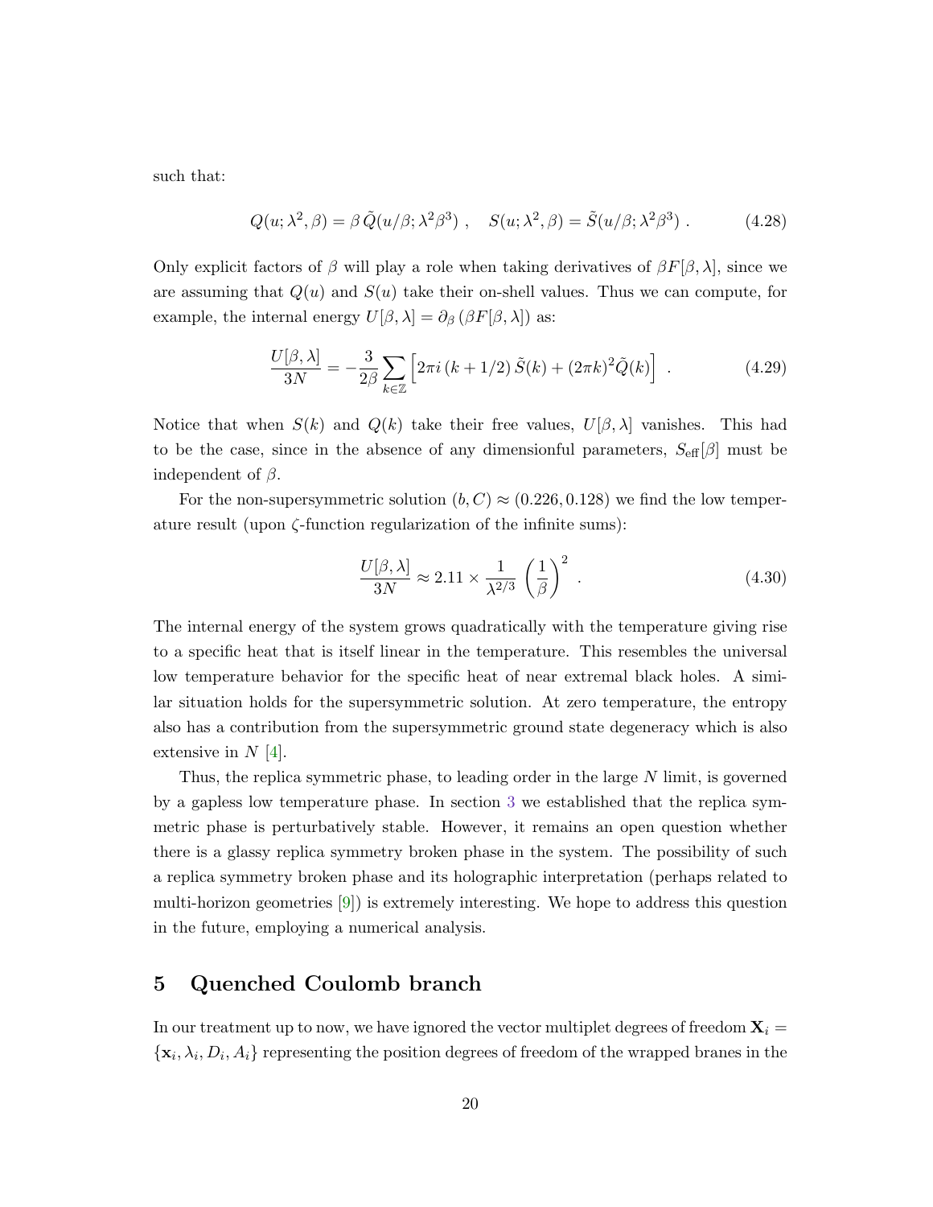such that:

$$Q(u;\lambda^2,\beta) = \beta\,\tilde{Q}(u/\beta;\lambda^2\beta^3)\;, \quad S(u;\lambda^2,\beta) = \tilde{S}(u/\beta;\lambda^2\beta^3)\;. \tag{4.28}$$

Only explicit factors of $\beta$ will play a role when taking derivatives of $\beta F[\beta,\lambda]$, since we are assuming that $Q(u)$ and $S(u)$ take their on-shell values. Thus we can compute, for example, the internal energy $U[\beta,\lambda] = \partial_\beta\left(\beta F[\beta,\lambda]\right)$ as:

$$\frac{U[\beta,\lambda]}{3N} = -\frac{3}{2\beta}\sum_{k\in\mathbb{Z}}\left[2\pi i\,(k+1/2)\,\tilde{S}(k) + (2\pi k)^2\tilde{Q}(k)\right]\;. \tag{4.29}$$

Notice that when $S(k)$ and $Q(k)$ take their free values, $U[\beta,\lambda]$ vanishes. This had to be the case, since in the absence of any dimensionful parameters, $S_{\text{eff}}[\beta]$ must be independent of $\beta$.

For the non-supersymmetric solution $(b,C)\approx(0.226, 0.128)$ we find the low temperature result (upon $\zeta$-function regularization of the infinite sums):

$$\frac{U[\beta,\lambda]}{3N} \approx 2.11\times\frac{1}{\lambda^{2/3}}\left(\frac{1}{\beta}\right)^2\;. \tag{4.30}$$

The internal energy of the system grows quadratically with the temperature giving rise to a specific heat that is itself linear in the temperature. This resembles the universal low temperature behavior for the specific heat of near extremal black holes. A similar situation holds for the supersymmetric solution. At zero temperature, the entropy also has a contribution from the supersymmetric ground state degeneracy which is also extensive in $N$ [4].

Thus, the replica symmetric phase, to leading order in the large $N$ limit, is governed by a gapless low temperature phase. In section 3 we established that the replica symmetric phase is perturbatively stable. However, it remains an open question whether there is a glassy replica symmetry broken phase in the system. The possibility of such a replica symmetry broken phase and its holographic interpretation (perhaps related to multi-horizon geometries [9]) is extremely interesting. We hope to address this question in the future, employing a numerical analysis.

## 5 Quenched Coulomb branch

In our treatment up to now, we have ignored the vector multiplet degrees of freedom $\mathbf{X}_i = \{\mathbf{x}_i, \lambda_i, D_i, A_i\}$ representing the position degrees of freedom of the wrapped branes in the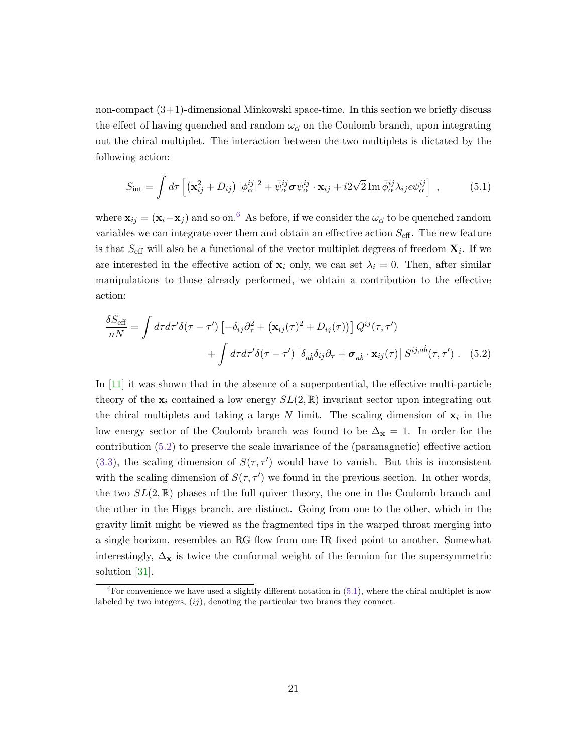non-compact (3+1)-dimensional Minkowski space-time. In this section we briefly discuss the effect of having quenched and random $\omega_{\vec{\alpha}}$ on the Coulomb branch, upon integrating out the chiral multiplet. The interaction between the two multiplets is dictated by the following action:

$$S_{\text{int}} = \int d\tau \left[ \left( \mathbf{x}_{ij}^2 + D_{ij} \right) |\phi^{ij}_\alpha|^2 + \bar{\psi}^{ij}_\alpha \boldsymbol{\sigma} \psi^{ij}_\alpha \cdot \mathbf{x}_{ij} + i2\sqrt{2}\, \text{Im}\, \bar{\phi}^{ij}_\alpha \lambda_{ij} \epsilon \psi^{ij}_\alpha \right] \,, \tag{5.1}$$

where $\mathbf{x}_{ij} = (\mathbf{x}_i - \mathbf{x}_j)$ and so on.[6] As before, if we consider the $\omega_{\vec{\alpha}}$ to be quenched random variables we can integrate over them and obtain an effective action $S_{\text{eff}}$. The new feature is that $S_{\text{eff}}$ will also be a functional of the vector multiplet degrees of freedom $\mathbf{X}_i$. If we are interested in the effective action of $\mathbf{x}_i$ only, we can set $\lambda_i = 0$. Then, after similar manipulations to those already performed, we obtain a contribution to the effective action:

$$\begin{aligned} \frac{\delta S_{\text{eff}}}{nN} = &\int d\tau d\tau' \delta(\tau - \tau') \left[ -\delta_{ij} \partial_\tau^2 + \left( \mathbf{x}_{ij}(\tau)^2 + D_{ij}(\tau) \right) \right] Q^{ij}(\tau, \tau') \\ &+ \int d\tau d\tau' \delta(\tau - \tau') \left[ \delta_{a\dot{b}} \delta_{ij} \partial_\tau + \boldsymbol{\sigma}_{a\dot{b}} \cdot \mathbf{x}_{ij}(\tau) \right] S^{ij, a\dot{b}}(\tau, \tau') \,. \end{aligned} \tag{5.2}$$

In [11] it was shown that in the absence of a superpotential, the effective multi-particle theory of the $\mathbf{x}_i$ contained a low energy $SL(2,\mathbb{R})$ invariant sector upon integrating out the chiral multiplets and taking a large $N$ limit. The scaling dimension of $\mathbf{x}_i$ in the low energy sector of the Coulomb branch was found to be $\Delta_{\mathbf{x}} = 1$. In order for the contribution (5.2) to preserve the scale invariance of the (paramagnetic) effective action (3.3), the scaling dimension of $S(\tau, \tau')$ would have to vanish. But this is inconsistent with the scaling dimension of $S(\tau, \tau')$ we found in the previous section. In other words, the two $SL(2,\mathbb{R})$ phases of the full quiver theory, the one in the Coulomb branch and the other in the Higgs branch, are distinct. Going from one to the other, which in the gravity limit might be viewed as the fragmented tips in the warped throat merging into a single horizon, resembles an RG flow from one IR fixed point to another. Somewhat interestingly, $\Delta_{\mathbf{x}}$ is twice the conformal weight of the fermion for the supersymmetric solution [31].

[6] For convenience we have used a slightly different notation in (5.1), where the chiral multiplet is now labeled by two integers, $(ij)$, denoting the particular two branes they connect.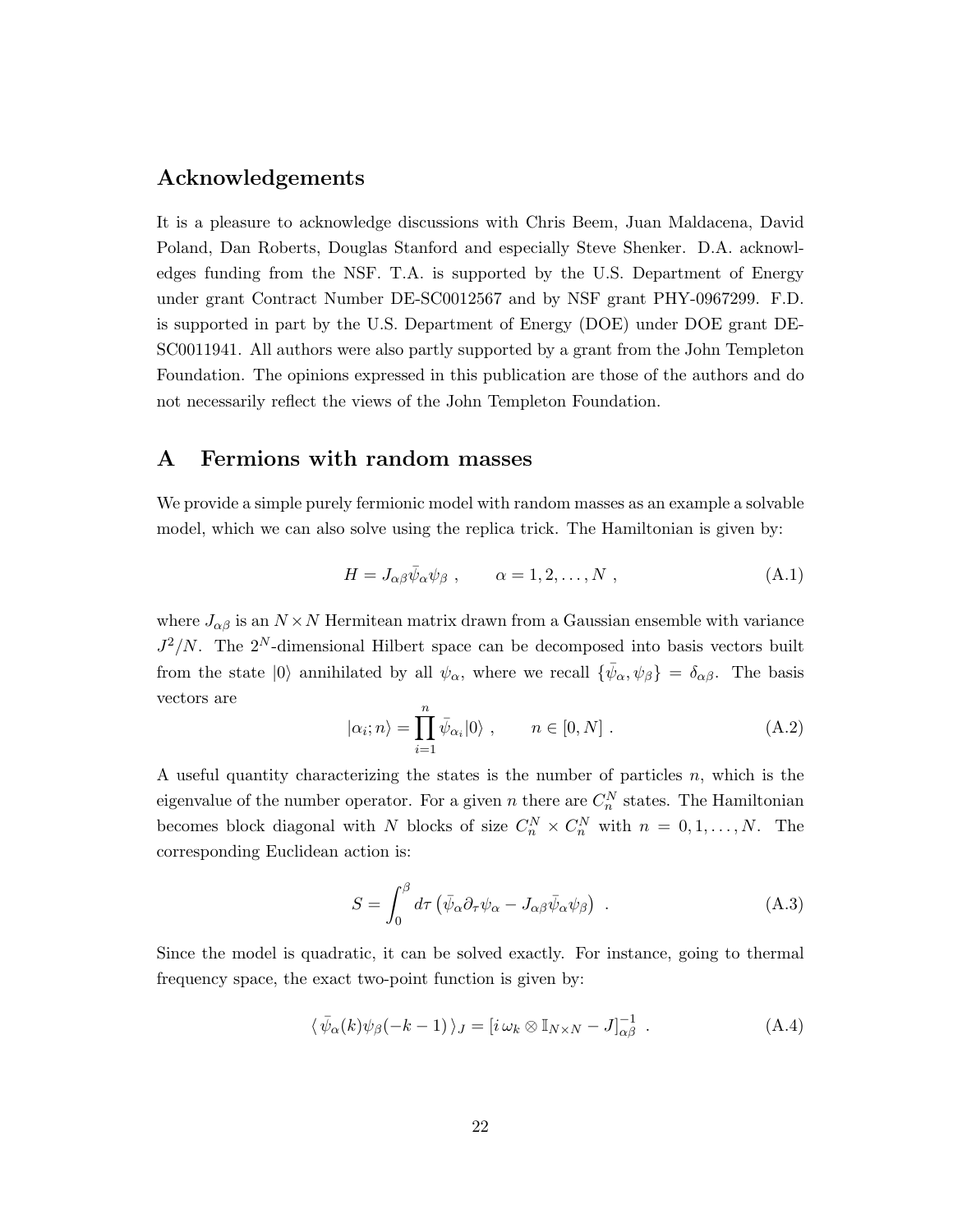## Acknowledgements

It is a pleasure to acknowledge discussions with Chris Beem, Juan Maldacena, David Poland, Dan Roberts, Douglas Stanford and especially Steve Shenker. D.A. acknowledges funding from the NSF. T.A. is supported by the U.S. Department of Energy under grant Contract Number DE-SC0012567 and by NSF grant PHY-0967299. F.D. is supported in part by the U.S. Department of Energy (DOE) under DOE grant DE-SC0011941. All authors were also partly supported by a grant from the John Templeton Foundation. The opinions expressed in this publication are those of the authors and do not necessarily reflect the views of the John Templeton Foundation.

## A Fermions with random masses

We provide a simple purely fermionic model with random masses as an example a solvable model, which we can also solve using the replica trick. The Hamiltonian is given by:

$$H = J_{\alpha\beta}\bar{\psi}_\alpha\psi_\beta \ , \qquad \alpha = 1, 2, \ldots, N \ , \tag{A.1}$$

where $J_{\alpha\beta}$ is an $N \times N$ Hermitean matrix drawn from a Gaussian ensemble with variance $J^2/N$. The $2^N$-dimensional Hilbert space can be decomposed into basis vectors built from the state $|0\rangle$ annihilated by all $\psi_\alpha$, where we recall $\{\bar{\psi}_\alpha, \psi_\beta\} = \delta_{\alpha\beta}$. The basis vectors are

$$|\alpha_i; n\rangle = \prod_{i=1}^{n} \bar{\psi}_{\alpha_i}|0\rangle \ , \qquad n \in [0, N] \ . \tag{A.2}$$

A useful quantity characterizing the states is the number of particles $n$, which is the eigenvalue of the number operator. For a given $n$ there are $C_n^N$ states. The Hamiltonian becomes block diagonal with $N$ blocks of size $C_n^N \times C_n^N$ with $n = 0, 1, \ldots, N$. The corresponding Euclidean action is:

$$S = \int_0^\beta d\tau \left( \bar{\psi}_\alpha \partial_\tau \psi_\alpha - J_{\alpha\beta}\bar{\psi}_\alpha\psi_\beta \right) \ . \tag{A.3}$$

Since the model is quadratic, it can be solved exactly. For instance, going to thermal frequency space, the exact two-point function is given by:

$$\langle \, \bar{\psi}_\alpha(k)\psi_\beta(-k-1) \, \rangle_J = [i \, \omega_k \otimes \mathbb{I}_{N\times N} - J]^{-1}_{\alpha\beta} \ . \tag{A.4}$$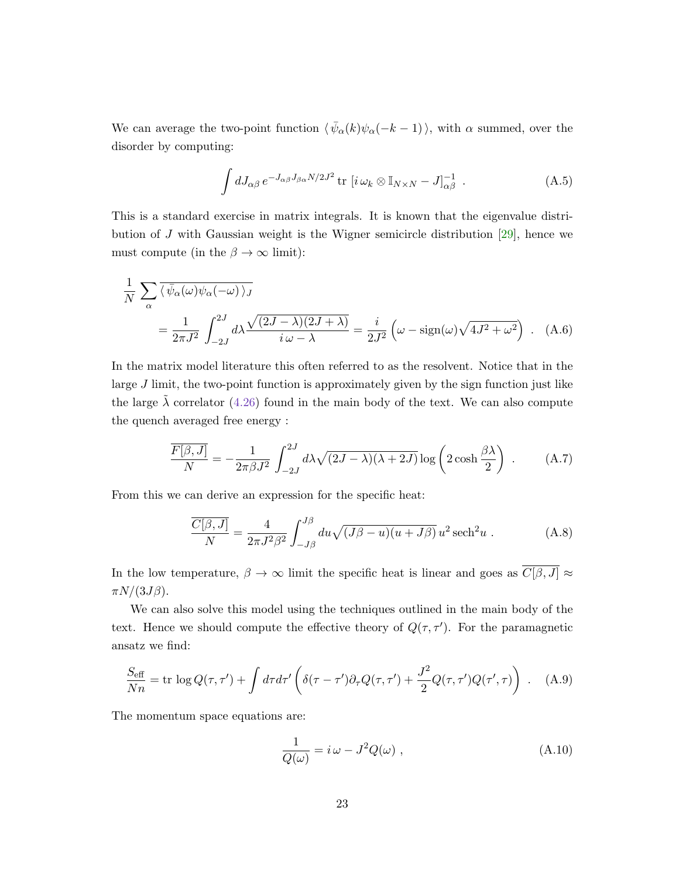We can average the two-point function $\langle\, \bar{\psi}_\alpha(k)\psi_\alpha(-k-1)\,\rangle$, with $\alpha$ summed, over the disorder by computing:

$$\int dJ_{\alpha\beta}\, e^{-J_{\alpha\beta}J_{\beta\alpha}N/2J^2}\, \text{tr}\, \left[ i\,\omega_k \otimes \mathbb{I}_{N\times N} - J\right]^{-1}_{\alpha\beta} \ . \tag{A.5}$$

This is a standard exercise in matrix integrals. It is known that the eigenvalue distribution of $J$ with Gaussian weight is the Wigner semicircle distribution [29], hence we must compute (in the $\beta \to \infty$ limit):

$$\begin{aligned} &\frac{1}{N}\sum_\alpha \overline{\langle\, \bar{\psi}_\alpha(\omega)\psi_\alpha(-\omega)\,\rangle_J} \\ &\qquad = \frac{1}{2\pi J^2}\int_{-2J}^{2J} d\lambda \frac{\sqrt{(2J-\lambda)(2J+\lambda)}}{i\,\omega - \lambda} = \frac{i}{2J^2}\left(\omega - \text{sign}(\omega)\sqrt{4J^2+\omega^2}\right) \ . \end{aligned} \tag{A.6}$$

In the matrix model literature this often referred to as the resolvent. Notice that in the large $J$ limit, the two-point function is approximately given by the sign function just like the large $\tilde{\lambda}$ correlator (4.26) found in the main body of the text. We can also compute the quench averaged free energy :

$$\frac{\overline{F[\beta,J]}}{N} = -\frac{1}{2\pi\beta J^2}\int_{-2J}^{2J} d\lambda \sqrt{(2J-\lambda)(\lambda+2J)}\log\left(2\cosh\frac{\beta\lambda}{2}\right) \ . \tag{A.7}$$

From this we can derive an expression for the specific heat:

$$\frac{\overline{C[\beta,J]}}{N} = \frac{4}{2\pi J^2\beta^2}\int_{-J\beta}^{J\beta} du \sqrt{(J\beta-u)(u+J\beta)}\, u^2\, \text{sech}^2 u \ . \tag{A.8}$$

In the low temperature, $\beta \to \infty$ limit the specific heat is linear and goes as $\overline{C[\beta,J]} \approx \pi N/(3J\beta)$.

We can also solve this model using the techniques outlined in the main body of the text. Hence we should compute the effective theory of $Q(\tau,\tau')$. For the paramagnetic ansatz we find:

$$\frac{S_{\text{eff}}}{Nn} = \text{tr}\,\log Q(\tau,\tau') + \int d\tau d\tau' \left(\delta(\tau-\tau')\partial_\tau Q(\tau,\tau') + \frac{J^2}{2}Q(\tau,\tau')Q(\tau',\tau)\right) \ . \tag{A.9}$$

The momentum space equations are:

$$\frac{1}{Q(\omega)} = i\,\omega - J^2 Q(\omega) \ , \tag{A.10}$$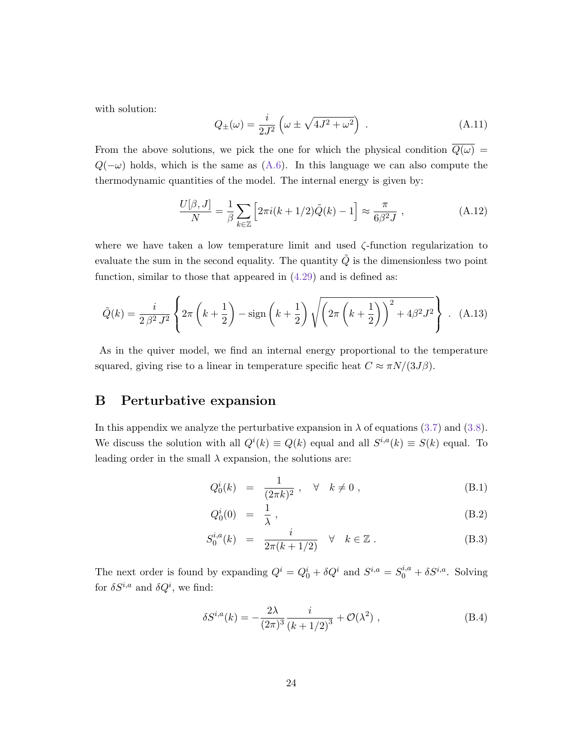with solution:

$$Q_{\pm}(\omega) = \frac{i}{2J^2}\left(\omega \pm \sqrt{4J^2+\omega^2}\right) \ . \tag{A.11}$$

From the above solutions, we pick the one for which the physical condition $\overline{Q(\omega)} = Q(-\omega)$ holds, which is the same as (A.6). In this language we can also compute the thermodynamic quantities of the model. The internal energy is given by:

$$\frac{U[\beta,J]}{N} = \frac{1}{\beta}\sum_{k\in\mathbb{Z}}\left[2\pi i(k+1/2)\tilde{Q}(k) - 1\right] \approx \frac{\pi}{6\beta^2 J} \ , \tag{A.12}$$

where we have taken a low temperature limit and used $\zeta$-function regularization to evaluate the sum in the second equality. The quantity $\tilde{Q}$ is the dimensionless two point function, similar to those that appeared in (4.29) and is defined as:

$$\tilde{Q}(k) = \frac{i}{2\,\beta^2\,J^2}\left\{2\pi\left(k+\frac{1}{2}\right) - \text{sign}\left(k+\frac{1}{2}\right)\sqrt{\left(2\pi\left(k+\frac{1}{2}\right)\right)^2 + 4\beta^2 J^2}\right\} \ . \tag{A.13}$$

As in the quiver model, we find an internal energy proportional to the temperature squared, giving rise to a linear in temperature specific heat $C \approx \pi N/(3J\beta)$.

# B Perturbative expansion

In this appendix we analyze the perturbative expansion in $\lambda$ of equations (3.7) and (3.8). We discuss the solution with all $Q^i(k) \equiv Q(k)$ equal and all $S^{i,a}(k) \equiv S(k)$ equal. To leading order in the small $\lambda$ expansion, the solutions are:

$$Q_0^i(k) = \frac{1}{(2\pi k)^2} \ , \quad \forall \quad k \neq 0 \ , \tag{B.1}$$

$$Q_0^i(0) = \frac{1}{\lambda} \ , \tag{B.2}$$

$$S_0^{i,a}(k) = \frac{i}{2\pi(k+1/2)} \quad \forall \quad k \in \mathbb{Z} \ . \tag{B.3}$$

The next order is found by expanding $Q^i = Q_0^i + \delta Q^i$ and $S^{i,a} = S_0^{i,a} + \delta S^{i,a}$. Solving for $\delta S^{i,a}$ and $\delta Q^i$, we find:

$$\delta S^{i,a}(k) = -\frac{2\lambda}{(2\pi)^3}\frac{i}{(k+1/2)^3} + \mathcal{O}(\lambda^2) \ , \tag{B.4}$$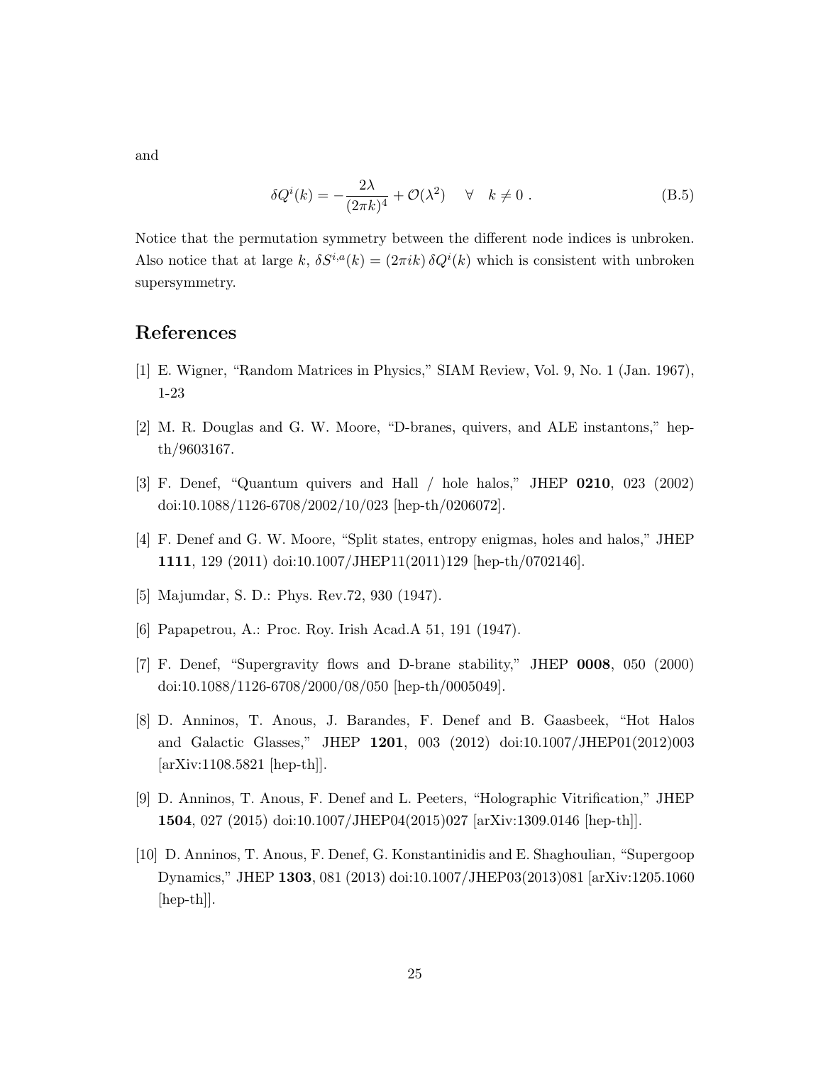and

$$\delta Q^i(k) = -\frac{2\lambda}{(2\pi k)^4} + \mathcal{O}(\lambda^2) \quad \forall \quad k \neq 0 \ . \tag{B.5}$$

Notice that the permutation symmetry between the different node indices is unbroken. Also notice that at large $k$, $\delta S^{i,a}(k) = (2\pi i k)\, \delta Q^i(k)$ which is consistent with unbroken supersymmetry.

## References

[1] E. Wigner, "Random Matrices in Physics," SIAM Review, Vol. 9, No. 1 (Jan. 1967), 1-23

[2] M. R. Douglas and G. W. Moore, "D-branes, quivers, and ALE instantons," hep-th/9603167.

[3] F. Denef, "Quantum quivers and Hall / hole halos," JHEP **0210**, 023 (2002) doi:10.1088/1126-6708/2002/10/023 [hep-th/0206072].

[4] F. Denef and G. W. Moore, "Split states, entropy enigmas, holes and halos," JHEP **1111**, 129 (2011) doi:10.1007/JHEP11(2011)129 [hep-th/0702146].

[5] Majumdar, S. D.: Phys. Rev.72, 930 (1947).

[6] Papapetrou, A.: Proc. Roy. Irish Acad.A 51, 191 (1947).

[7] F. Denef, "Supergravity flows and D-brane stability," JHEP **0008**, 050 (2000) doi:10.1088/1126-6708/2000/08/050 [hep-th/0005049].

[8] D. Anninos, T. Anous, J. Barandes, F. Denef and B. Gaasbeek, "Hot Halos and Galactic Glasses," JHEP **1201**, 003 (2012) doi:10.1007/JHEP01(2012)003 [arXiv:1108.5821 [hep-th]].

[9] D. Anninos, T. Anous, F. Denef and L. Peeters, "Holographic Vitrification," JHEP **1504**, 027 (2015) doi:10.1007/JHEP04(2015)027 [arXiv:1309.0146 [hep-th]].

[10] D. Anninos, T. Anous, F. Denef, G. Konstantinidis and E. Shaghoulian, "Supergoop Dynamics," JHEP **1303**, 081 (2013) doi:10.1007/JHEP03(2013)081 [arXiv:1205.1060 [hep-th]].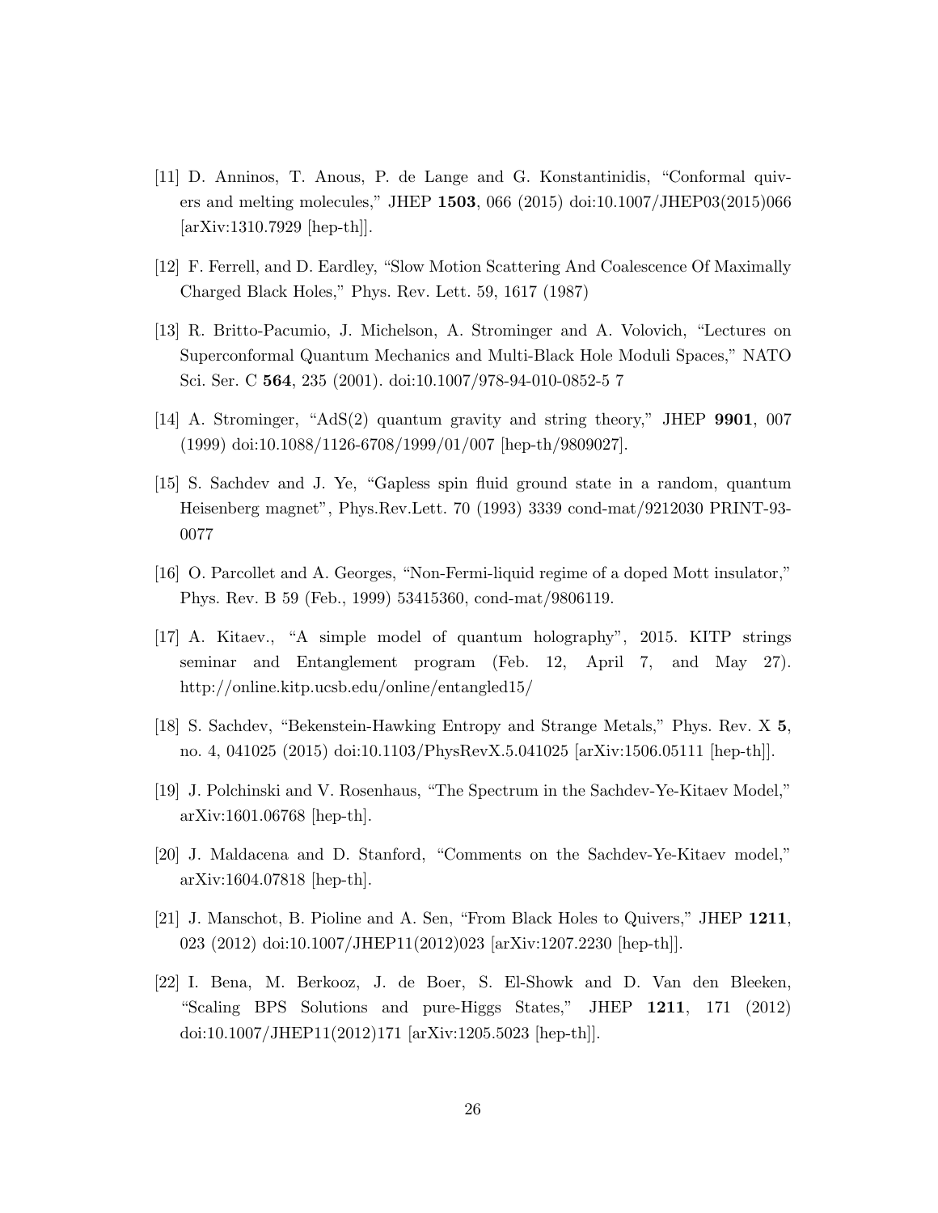[11] D. Anninos, T. Anous, P. de Lange and G. Konstantinidis, "Conformal quivers and melting molecules," JHEP **1503**, 066 (2015) doi:10.1007/JHEP03(2015)066 [arXiv:1310.7929 [hep-th]].

[12] F. Ferrell, and D. Eardley, "Slow Motion Scattering And Coalescence Of Maximally Charged Black Holes," Phys. Rev. Lett. 59, 1617 (1987)

[13] R. Britto-Pacumio, J. Michelson, A. Strominger and A. Volovich, "Lectures on Superconformal Quantum Mechanics and Multi-Black Hole Moduli Spaces," NATO Sci. Ser. C **564**, 235 (2001). doi:10.1007/978-94-010-0852-5 7

[14] A. Strominger, "AdS(2) quantum gravity and string theory," JHEP **9901**, 007 (1999) doi:10.1088/1126-6708/1999/01/007 [hep-th/9809027].

[15] S. Sachdev and J. Ye, "Gapless spin fluid ground state in a random, quantum Heisenberg magnet", Phys.Rev.Lett. 70 (1993) 3339 cond-mat/9212030 PRINT-93-0077

[16] O. Parcollet and A. Georges, "Non-Fermi-liquid regime of a doped Mott insulator," Phys. Rev. B 59 (Feb., 1999) 53415360, cond-mat/9806119.

[17] A. Kitaev., "A simple model of quantum holography", 2015. KITP strings seminar and Entanglement program (Feb. 12, April 7, and May 27). http://online.kitp.ucsb.edu/online/entangled15/

[18] S. Sachdev, "Bekenstein-Hawking Entropy and Strange Metals," Phys. Rev. X **5**, no. 4, 041025 (2015) doi:10.1103/PhysRevX.5.041025 [arXiv:1506.05111 [hep-th]].

[19] J. Polchinski and V. Rosenhaus, "The Spectrum in the Sachdev-Ye-Kitaev Model," arXiv:1601.06768 [hep-th].

[20] J. Maldacena and D. Stanford, "Comments on the Sachdev-Ye-Kitaev model," arXiv:1604.07818 [hep-th].

[21] J. Manschot, B. Pioline and A. Sen, "From Black Holes to Quivers," JHEP **1211**, 023 (2012) doi:10.1007/JHEP11(2012)023 [arXiv:1207.2230 [hep-th]].

[22] I. Bena, M. Berkooz, J. de Boer, S. El-Showk and D. Van den Bleeken, "Scaling BPS Solutions and pure-Higgs States," JHEP **1211**, 171 (2012) doi:10.1007/JHEP11(2012)171 [arXiv:1205.5023 [hep-th]].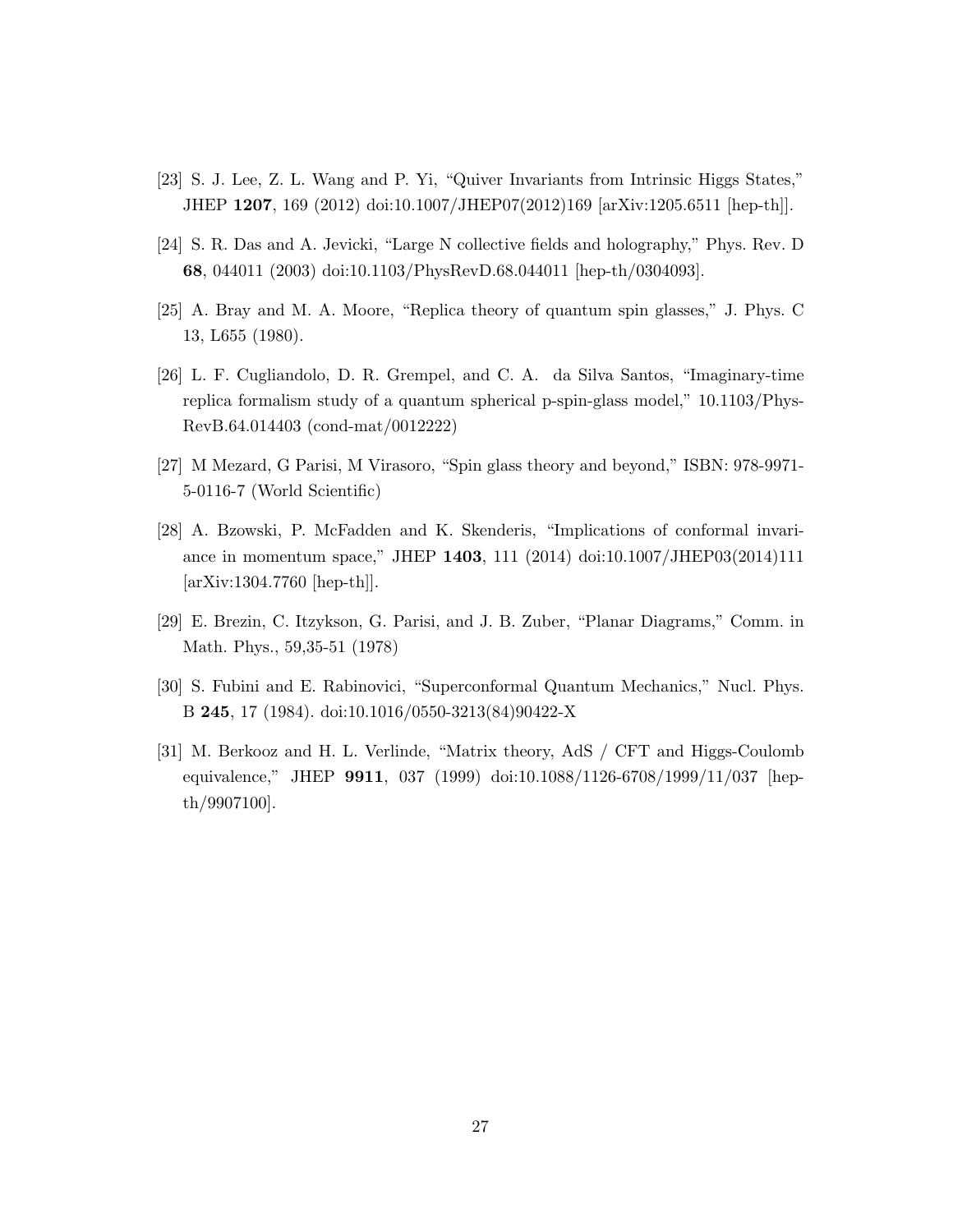[23] S. J. Lee, Z. L. Wang and P. Yi, "Quiver Invariants from Intrinsic Higgs States," JHEP **1207**, 169 (2012) doi:10.1007/JHEP07(2012)169 [arXiv:1205.6511 [hep-th]].

[24] S. R. Das and A. Jevicki, "Large N collective fields and holography," Phys. Rev. D **68**, 044011 (2003) doi:10.1103/PhysRevD.68.044011 [hep-th/0304093].

[25] A. Bray and M. A. Moore, "Replica theory of quantum spin glasses," J. Phys. C 13, L655 (1980).

[26] L. F. Cugliandolo, D. R. Grempel, and C. A. da Silva Santos, "Imaginary-time replica formalism study of a quantum spherical p-spin-glass model," 10.1103/PhysRevB.64.014403 (cond-mat/0012222)

[27] M Mezard, G Parisi, M Virasoro, "Spin glass theory and beyond," ISBN: 978-9971-5-0116-7 (World Scientific)

[28] A. Bzowski, P. McFadden and K. Skenderis, "Implications of conformal invariance in momentum space," JHEP **1403**, 111 (2014) doi:10.1007/JHEP03(2014)111 [arXiv:1304.7760 [hep-th]].

[29] E. Brezin, C. Itzykson, G. Parisi, and J. B. Zuber, "Planar Diagrams," Comm. in Math. Phys., 59,35-51 (1978)

[30] S. Fubini and E. Rabinovici, "Superconformal Quantum Mechanics," Nucl. Phys. B **245**, 17 (1984). doi:10.1016/0550-3213(84)90422-X

[31] M. Berkooz and H. L. Verlinde, "Matrix theory, AdS / CFT and Higgs-Coulomb equivalence," JHEP **9911**, 037 (1999) doi:10.1088/1126-6708/1999/11/037 [hep-th/9907100].